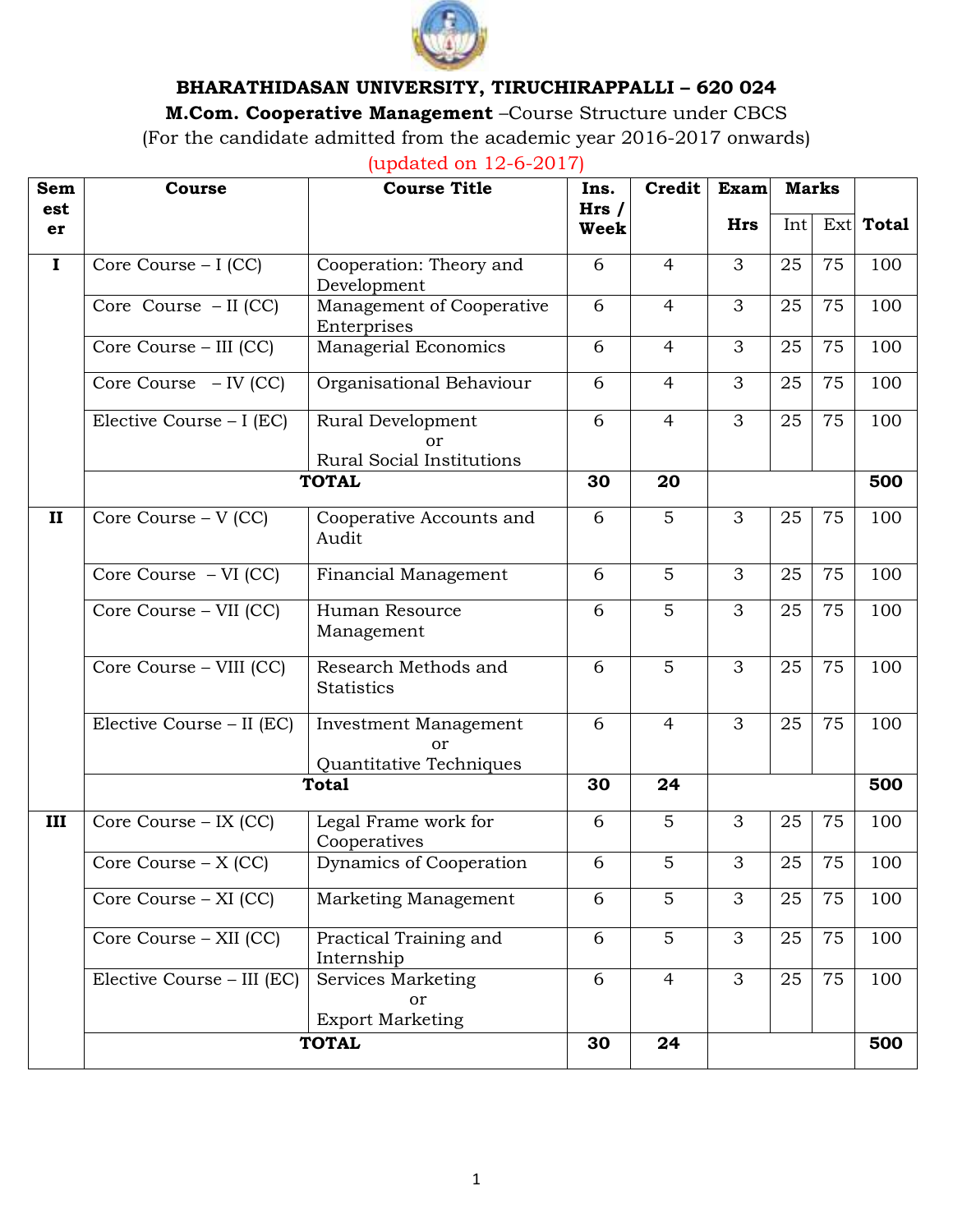**BHARATHIDASAN UNIVERSITY, TIRUCHIRAPPALLI – 620 024**

**M.Com. Cooperative Management** –Course Structure under CBCS

(For the candidate admitted from the academic year 2016-2017 onwards)

(updated on 12-6-2017)

| Semester | Course | Course Title | Ins. Hrs / Week | Credit | Exam Hrs | Marks | | Total |
|---|---|---|---|---|---|---|---|---|
| | | | | | | Int | Ext | |
| I | Core Course – I (CC) | Cooperation: Theory and Development | 6 | 4 | 3 | 25 | 75 | 100 |
| | Core Course – II (CC) | Management of Cooperative Enterprises | 6 | 4 | 3 | 25 | 75 | 100 |
| | Core Course – III (CC) | Managerial Economics | 6 | 4 | 3 | 25 | 75 | 100 |
| | Core Course – IV (CC) | Organisational Behaviour | 6 | 4 | 3 | 25 | 75 | 100 |
| | Elective Course – I (EC) | Rural Development or Rural Social Institutions | 6 | 4 | 3 | 25 | 75 | 100 |
| | **TOTAL** | | **30** | **20** | | | | **500** |
| II | Core Course – V (CC) | Cooperative Accounts and Audit | 6 | 5 | 3 | 25 | 75 | 100 |
| | Core Course – VI (CC) | Financial Management | 6 | 5 | 3 | 25 | 75 | 100 |
| | Core Course – VII (CC) | Human Resource Management | 6 | 5 | 3 | 25 | 75 | 100 |
| | Core Course – VIII (CC) | Research Methods and Statistics | 6 | 5 | 3 | 25 | 75 | 100 |
| | Elective Course – II (EC) | Investment Management or Quantitative Techniques | 6 | 4 | 3 | 25 | 75 | 100 |
| | **Total** | | **30** | **24** | | | | **500** |
| III | Core Course – IX (CC) | Legal Frame work for Cooperatives | 6 | 5 | 3 | 25 | 75 | 100 |
| | Core Course – X (CC) | Dynamics of Cooperation | 6 | 5 | 3 | 25 | 75 | 100 |
| | Core Course – XI (CC) | Marketing Management | 6 | 5 | 3 | 25 | 75 | 100 |
| | Core Course – XII (CC) | Practical Training and Internship | 6 | 5 | 3 | 25 | 75 | 100 |
| | Elective Course – III (EC) | Services Marketing or Export Marketing | 6 | 4 | 3 | 25 | 75 | 100 |
| | **TOTAL** | | **30** | **24** | | | | **500** |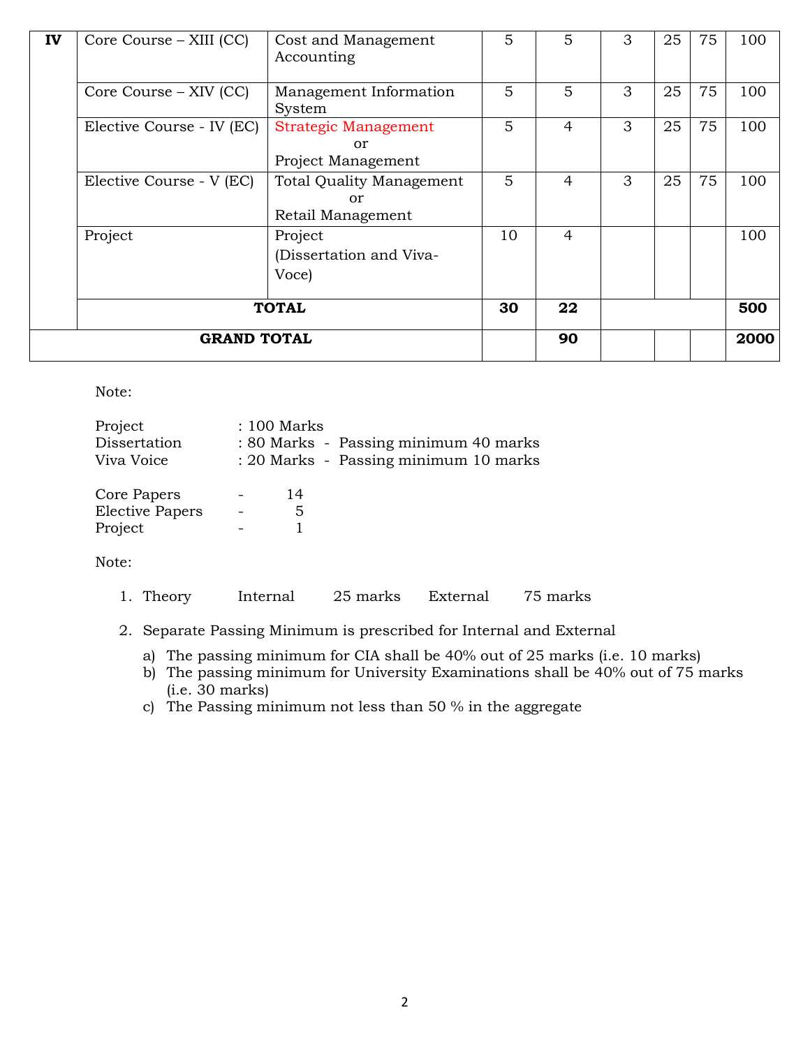| IV | Core Course – XIII (CC) | Cost and Management Accounting | 5 | 5 | 3 | 25 | 75 | 100 |
|---|---|---|---|---|---|---|---|---|
| | Core Course – XIV (CC) | Management Information System | 5 | 5 | 3 | 25 | 75 | 100 |
| | Elective Course - IV (EC) | Strategic Management or Project Management | 5 | 4 | 3 | 25 | 75 | 100 |
| | Elective Course - V (EC) | Total Quality Management or Retail Management | 5 | 4 | 3 | 25 | 75 | 100 |
| | Project | Project (Dissertation and Viva-Voce) | 10 | 4 | | | | 100 |
| | **TOTAL** | | **30** | **22** | | | | **500** |
| **GRAND TOTAL** | | | | **90** | | | | **2000** |

Note:

Project : 100 Marks
Dissertation : 80 Marks - Passing minimum 40 marks
Viva Voice : 20 Marks - Passing minimum 10 marks

Core Papers - 14
Elective Papers - 5
Project - 1

Note:

1. Theory Internal 25 marks External 75 marks
2. Separate Passing Minimum is prescribed for Internal and External
   a) The passing minimum for CIA shall be 40% out of 25 marks (i.e. 10 marks)
   b) The passing minimum for University Examinations shall be 40% out of 75 marks (i.e. 30 marks)
   c) The Passing minimum not less than 50 % in the aggregate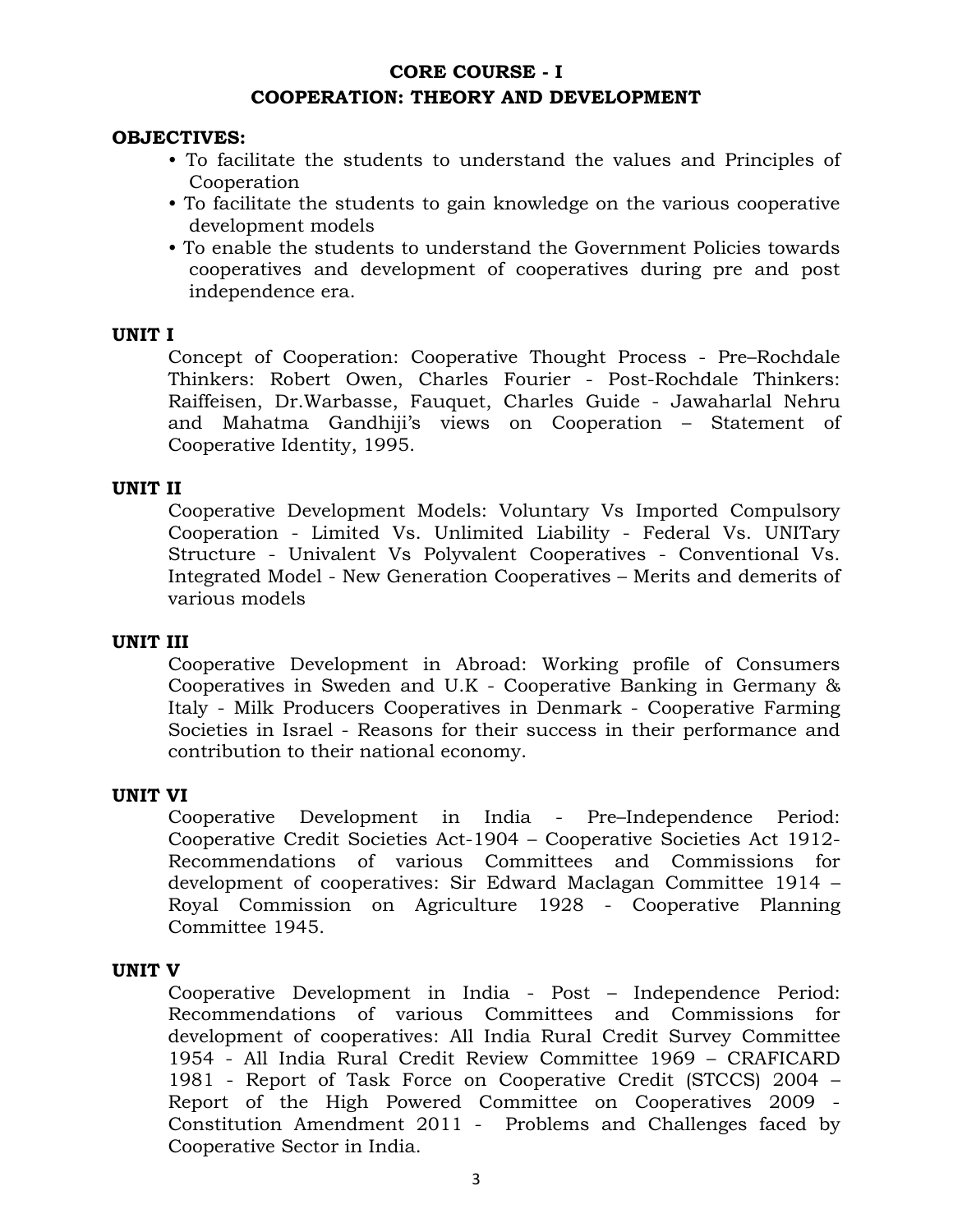## CORE COURSE - I
## COOPERATION: THEORY AND DEVELOPMENT

**OBJECTIVES:**

- To facilitate the students to understand the values and Principles of Cooperation
- To facilitate the students to gain knowledge on the various cooperative development models
- To enable the students to understand the Government Policies towards cooperatives and development of cooperatives during pre and post independence era.

**UNIT I**

Concept of Cooperation: Cooperative Thought Process - Pre–Rochdale Thinkers: Robert Owen, Charles Fourier - Post-Rochdale Thinkers: Raiffeisen, Dr.Warbasse, Fauquet, Charles Guide - Jawaharlal Nehru and Mahatma Gandhiji's views on Cooperation – Statement of Cooperative Identity, 1995.

**UNIT II**

Cooperative Development Models: Voluntary Vs Imported Compulsory Cooperation - Limited Vs. Unlimited Liability - Federal Vs. UNITary Structure - Univalent Vs Polyvalent Cooperatives - Conventional Vs. Integrated Model - New Generation Cooperatives – Merits and demerits of various models

**UNIT III**

Cooperative Development in Abroad: Working profile of Consumers Cooperatives in Sweden and U.K - Cooperative Banking in Germany & Italy - Milk Producers Cooperatives in Denmark - Cooperative Farming Societies in Israel - Reasons for their success in their performance and contribution to their national economy.

**UNIT VI**

Cooperative Development in India - Pre–Independence Period: Cooperative Credit Societies Act-1904 – Cooperative Societies Act 1912- Recommendations of various Committees and Commissions for development of cooperatives: Sir Edward Maclagan Committee 1914 – Royal Commission on Agriculture 1928 - Cooperative Planning Committee 1945.

**UNIT V**

Cooperative Development in India - Post – Independence Period: Recommendations of various Committees and Commissions for development of cooperatives: All India Rural Credit Survey Committee 1954 - All India Rural Credit Review Committee 1969 – CRAFICARD 1981 - Report of Task Force on Cooperative Credit (STCCS) 2004 – Report of the High Powered Committee on Cooperatives 2009 - Constitution Amendment 2011 - Problems and Challenges faced by Cooperative Sector in India.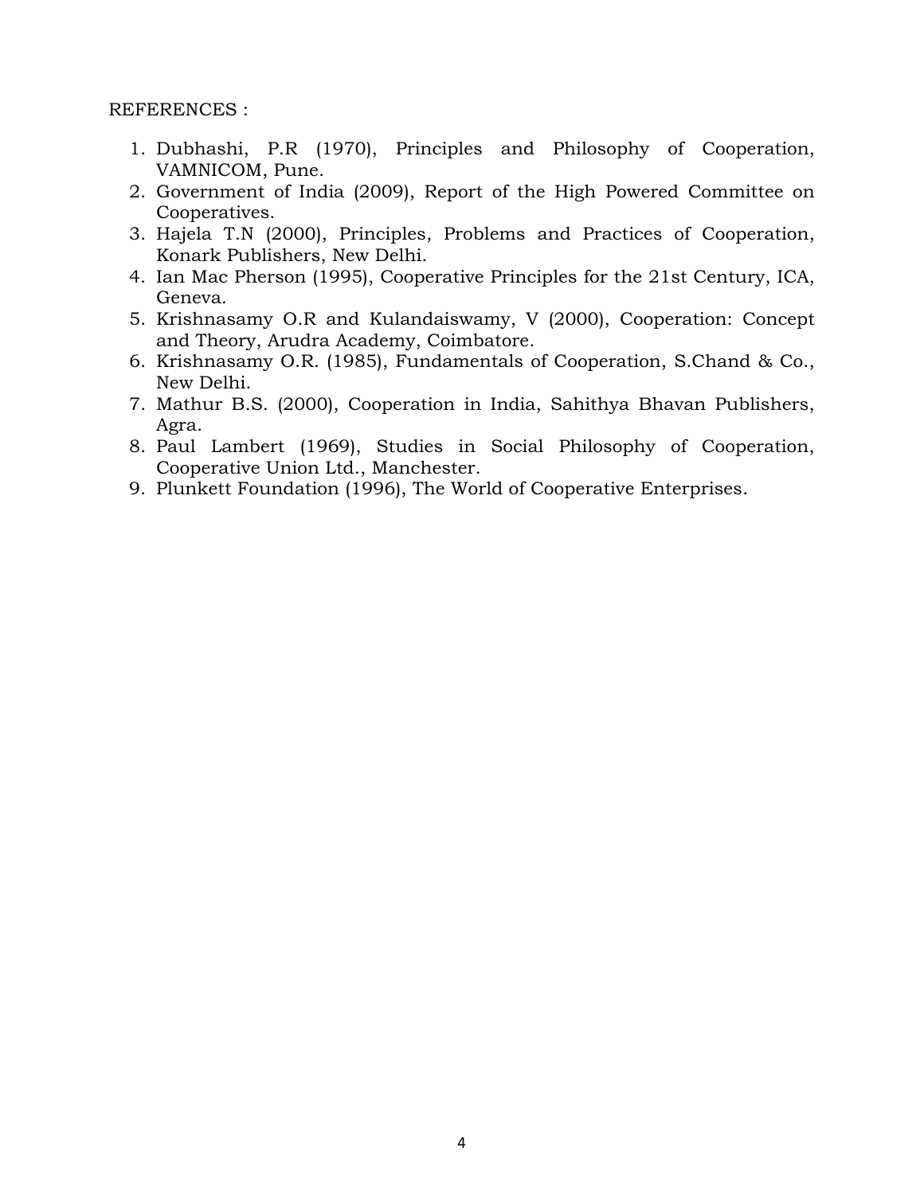REFERENCES :

1. Dubhashi, P.R (1970), Principles and Philosophy of Cooperation, VAMNICOM, Pune.
2. Government of India (2009), Report of the High Powered Committee on Cooperatives.
3. Hajela T.N (2000), Principles, Problems and Practices of Cooperation, Konark Publishers, New Delhi.
4. Ian Mac Pherson (1995), Cooperative Principles for the 21st Century, ICA, Geneva.
5. Krishnasamy O.R and Kulandaiswamy, V (2000), Cooperation: Concept and Theory, Arudra Academy, Coimbatore.
6. Krishnasamy O.R. (1985), Fundamentals of Cooperation, S.Chand & Co., New Delhi.
7. Mathur B.S. (2000), Cooperation in India, Sahithya Bhavan Publishers, Agra.
8. Paul Lambert (1969), Studies in Social Philosophy of Cooperation, Cooperative Union Ltd., Manchester.
9. Plunkett Foundation (1996), The World of Cooperative Enterprises.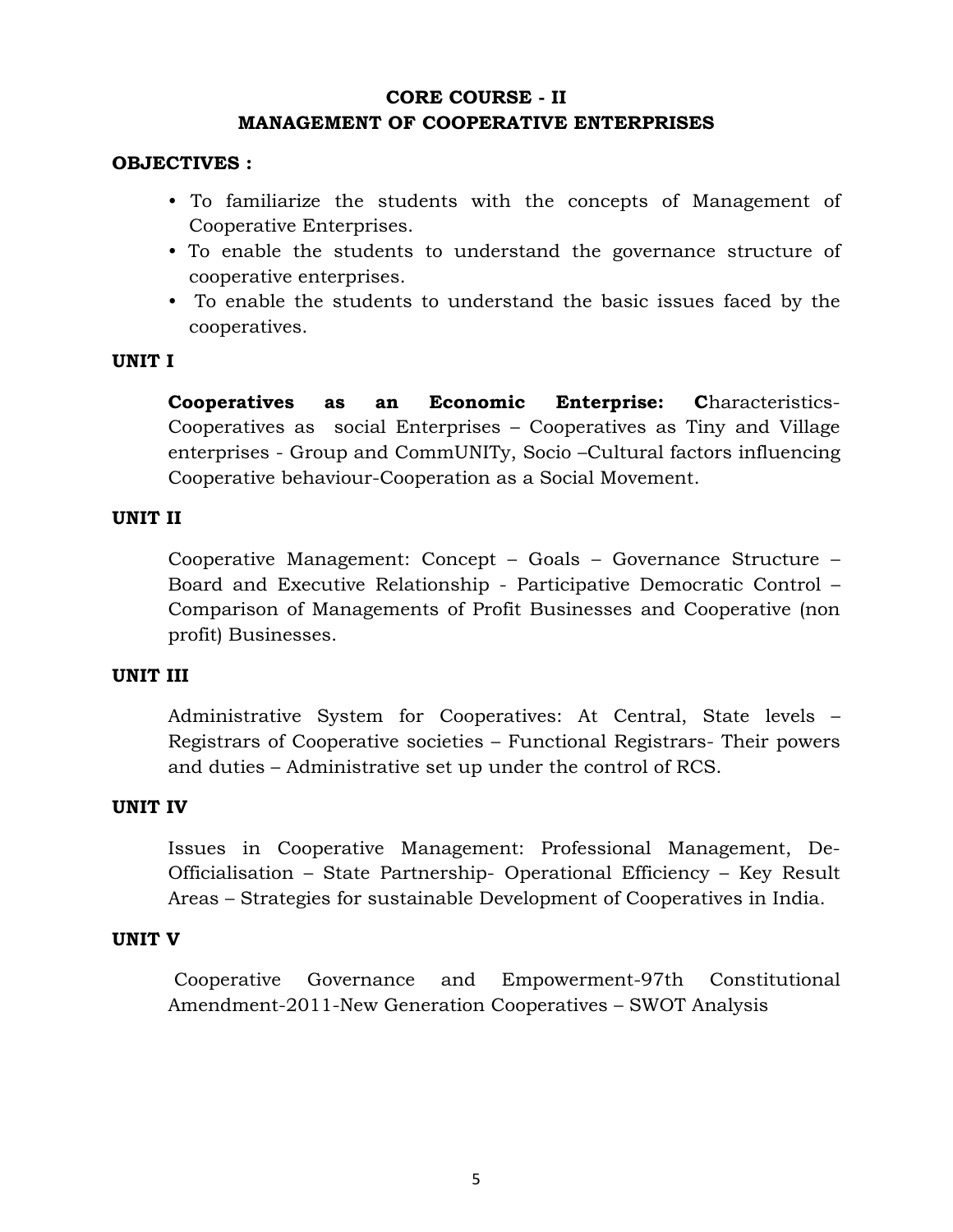# CORE COURSE - II
## MANAGEMENT OF COOPERATIVE ENTERPRISES

**OBJECTIVES :**

- To familiarize the students with the concepts of Management of Cooperative Enterprises.
- To enable the students to understand the governance structure of cooperative enterprises.
- To enable the students to understand the basic issues faced by the cooperatives.

**UNIT I**

**Cooperatives as an Economic Enterprise: C**haracteristics- Cooperatives as social Enterprises – Cooperatives as Tiny and Village enterprises - Group and CommUNITy, Socio –Cultural factors influencing Cooperative behaviour-Cooperation as a Social Movement.

**UNIT II**

Cooperative Management: Concept – Goals – Governance Structure – Board and Executive Relationship - Participative Democratic Control – Comparison of Managements of Profit Businesses and Cooperative (non profit) Businesses.

**UNIT III**

Administrative System for Cooperatives: At Central, State levels – Registrars of Cooperative societies – Functional Registrars- Their powers and duties – Administrative set up under the control of RCS.

**UNIT IV**

Issues in Cooperative Management: Professional Management, De-Officialisation – State Partnership- Operational Efficiency – Key Result Areas – Strategies for sustainable Development of Cooperatives in India.

**UNIT V**

Cooperative Governance and Empowerment-97th Constitutional Amendment-2011-New Generation Cooperatives – SWOT Analysis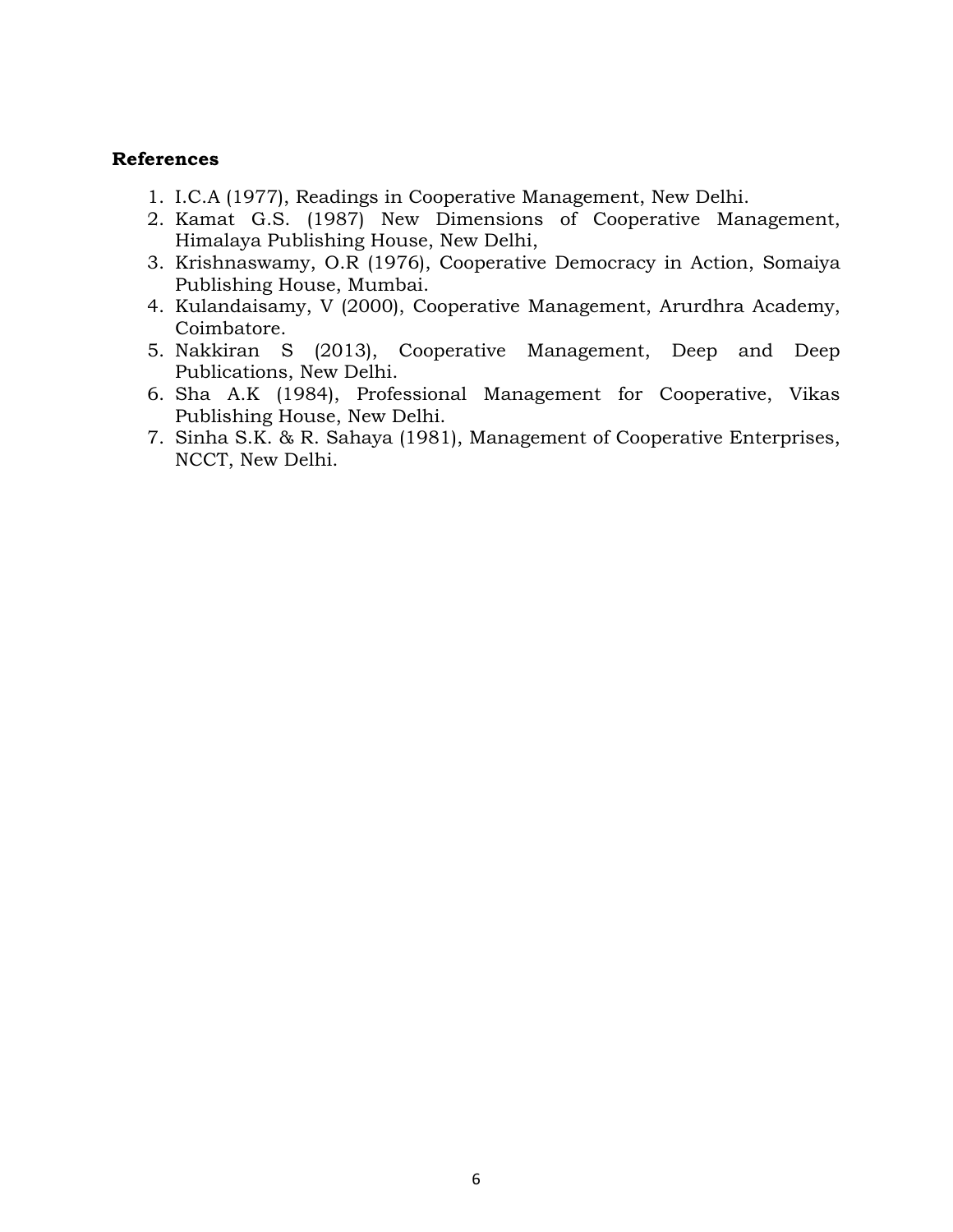**References**

1. I.C.A (1977), Readings in Cooperative Management, New Delhi.
2. Kamat G.S. (1987) New Dimensions of Cooperative Management, Himalaya Publishing House, New Delhi,
3. Krishnaswamy, O.R (1976), Cooperative Democracy in Action, Somaiya Publishing House, Mumbai.
4. Kulandaisamy, V (2000), Cooperative Management, Arurdhra Academy, Coimbatore.
5. Nakkiran S (2013), Cooperative Management, Deep and Deep Publications, New Delhi.
6. Sha A.K (1984), Professional Management for Cooperative, Vikas Publishing House, New Delhi.
7. Sinha S.K. & R. Sahaya (1981), Management of Cooperative Enterprises, NCCT, New Delhi.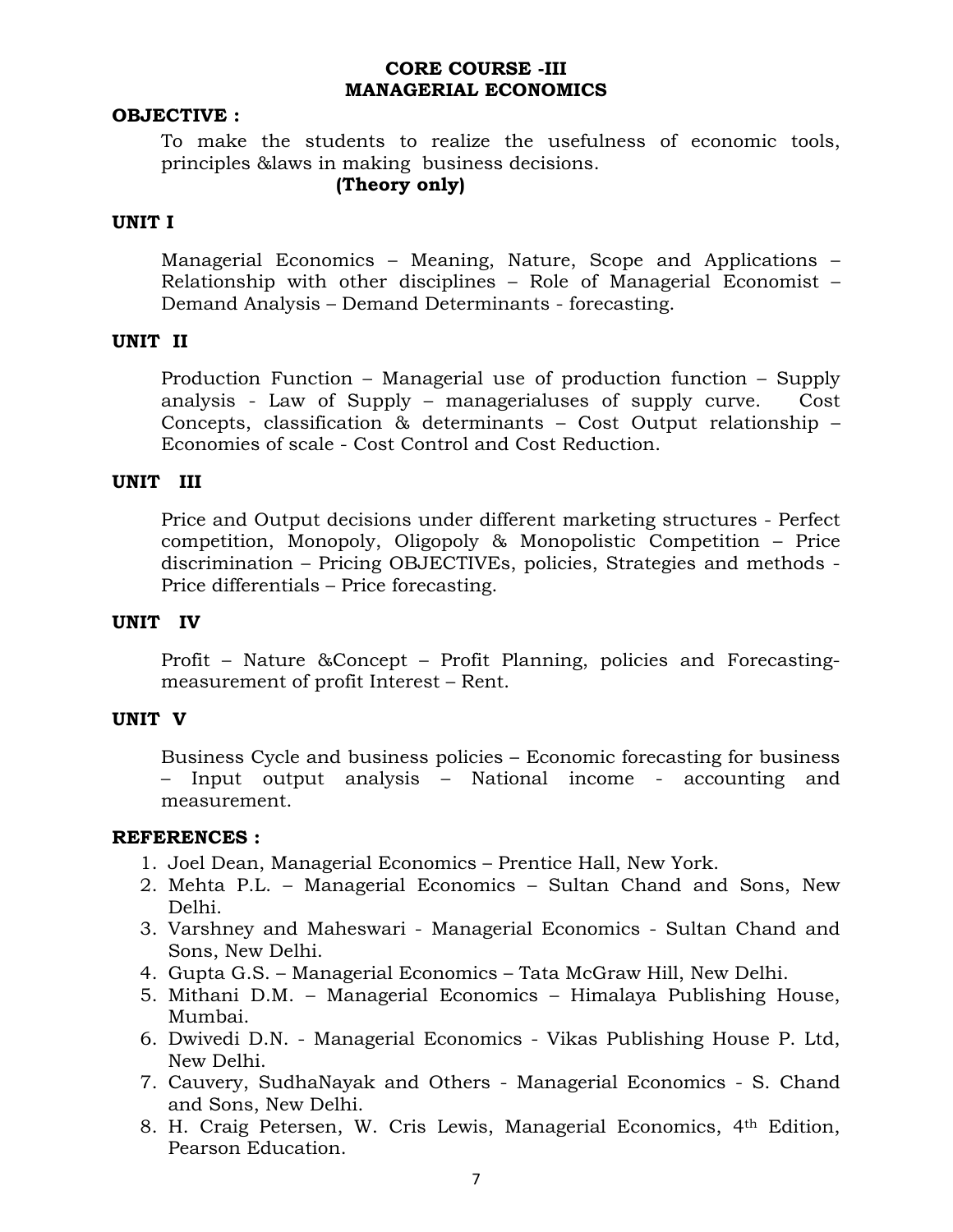# CORE COURSE -III
# MANAGERIAL ECONOMICS

**OBJECTIVE :**

To make the students to realize the usefulness of economic tools, principles &laws in making business decisions.

**(Theory only)**

**UNIT I**

Managerial Economics – Meaning, Nature, Scope and Applications – Relationship with other disciplines – Role of Managerial Economist – Demand Analysis – Demand Determinants - forecasting.

**UNIT II**

Production Function – Managerial use of production function – Supply analysis - Law of Supply – managerialuses of supply curve. Cost Concepts, classification & determinants – Cost Output relationship – Economies of scale - Cost Control and Cost Reduction.

**UNIT III**

Price and Output decisions under different marketing structures - Perfect competition, Monopoly, Oligopoly & Monopolistic Competition – Price discrimination – Pricing OBJECTIVEs, policies, Strategies and methods - Price differentials – Price forecasting.

**UNIT IV**

Profit – Nature &Concept – Profit Planning, policies and Forecasting- measurement of profit Interest – Rent.

**UNIT V**

Business Cycle and business policies – Economic forecasting for business – Input output analysis – National income - accounting and measurement.

**REFERENCES :**

1. Joel Dean, Managerial Economics – Prentice Hall, New York.
2. Mehta P.L. – Managerial Economics – Sultan Chand and Sons, New Delhi.
3. Varshney and Maheswari - Managerial Economics - Sultan Chand and Sons, New Delhi.
4. Gupta G.S. – Managerial Economics – Tata McGraw Hill, New Delhi.
5. Mithani D.M. – Managerial Economics – Himalaya Publishing House, Mumbai.
6. Dwivedi D.N. - Managerial Economics - Vikas Publishing House P. Ltd, New Delhi.
7. Cauvery, SudhaNayak and Others - Managerial Economics - S. Chand and Sons, New Delhi.
8. H. Craig Petersen, W. Cris Lewis, Managerial Economics, 4th Edition, Pearson Education.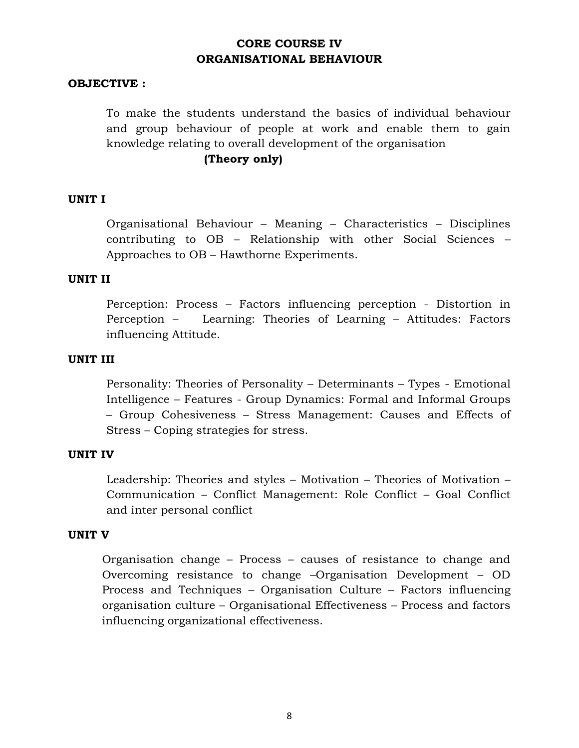# CORE COURSE IV
# ORGANISATIONAL BEHAVIOUR

**OBJECTIVE :**

To make the students understand the basics of individual behaviour and group behaviour of people at work and enable them to gain knowledge relating to overall development of the organisation

**(Theory only)**

**UNIT I**

Organisational Behaviour – Meaning – Characteristics – Disciplines contributing to OB – Relationship with other Social Sciences – Approaches to OB – Hawthorne Experiments.

**UNIT II**

Perception: Process – Factors influencing perception - Distortion in Perception – Learning: Theories of Learning – Attitudes: Factors influencing Attitude.

**UNIT III**

Personality: Theories of Personality – Determinants – Types - Emotional Intelligence – Features - Group Dynamics: Formal and Informal Groups – Group Cohesiveness – Stress Management: Causes and Effects of Stress – Coping strategies for stress.

**UNIT IV**

Leadership: Theories and styles – Motivation – Theories of Motivation – Communication – Conflict Management: Role Conflict – Goal Conflict and inter personal conflict

**UNIT V**

Organisation change – Process – causes of resistance to change and Overcoming resistance to change –Organisation Development – OD Process and Techniques – Organisation Culture – Factors influencing organisation culture – Organisational Effectiveness – Process and factors influencing organizational effectiveness.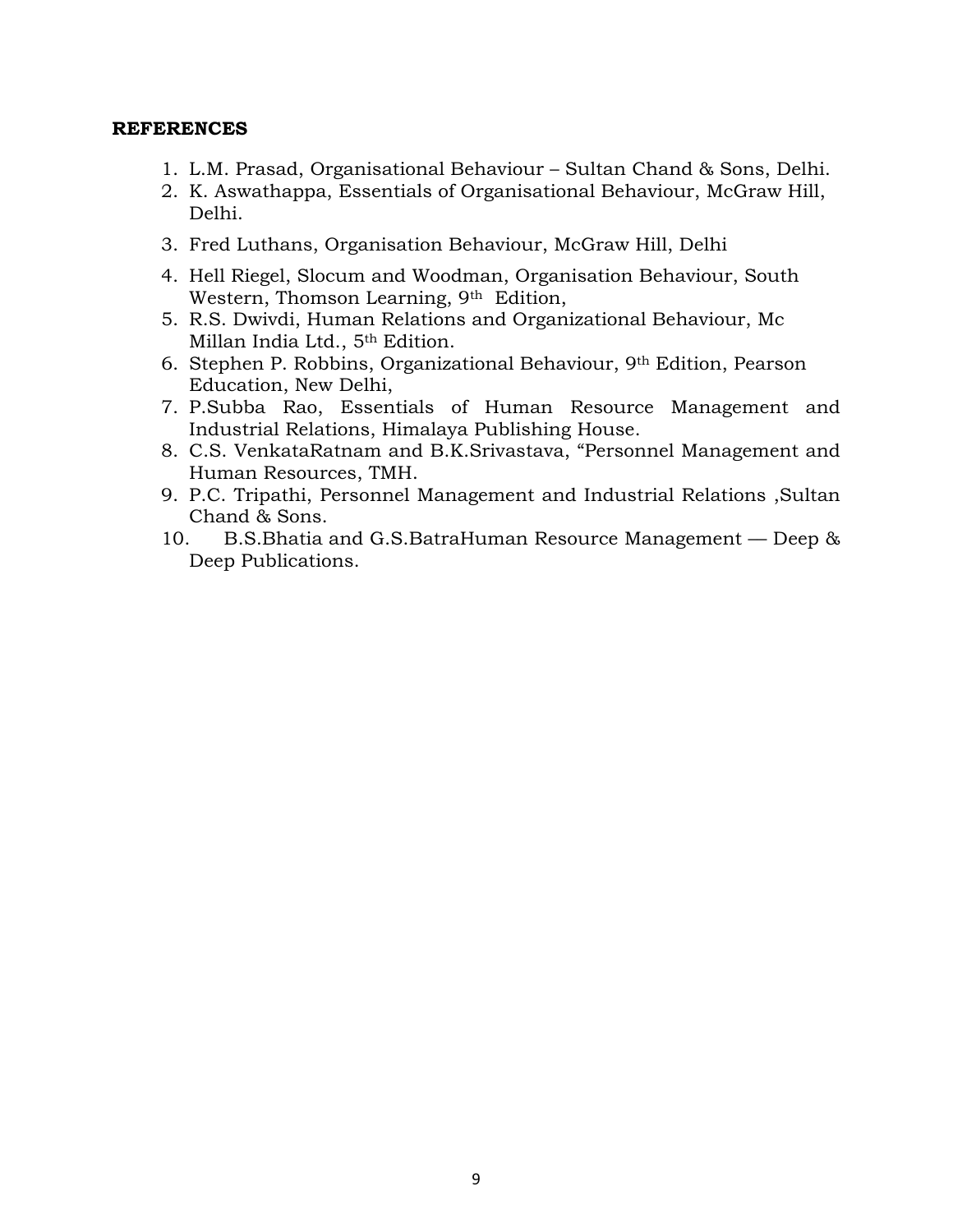**REFERENCES**

1. L.M. Prasad, Organisational Behaviour – Sultan Chand & Sons, Delhi.
2. K. Aswathappa, Essentials of Organisational Behaviour, McGraw Hill, Delhi.
3. Fred Luthans, Organisation Behaviour, McGraw Hill, Delhi
4. Hell Riegel, Slocum and Woodman, Organisation Behaviour, South Western, Thomson Learning, 9th Edition,
5. R.S. Dwivdi, Human Relations and Organizational Behaviour, Mc Millan India Ltd., 5th Edition.
6. Stephen P. Robbins, Organizational Behaviour, 9th Edition, Pearson Education, New Delhi,
7. P.Subba Rao, Essentials of Human Resource Management and Industrial Relations, Himalaya Publishing House.
8. C.S. VenkataRatnam and B.K.Srivastava, "Personnel Management and Human Resources, TMH.
9. P.C. Tripathi, Personnel Management and Industrial Relations ,Sultan Chand & Sons.
10. B.S.Bhatia and G.S.BatraHuman Resource Management — Deep & Deep Publications.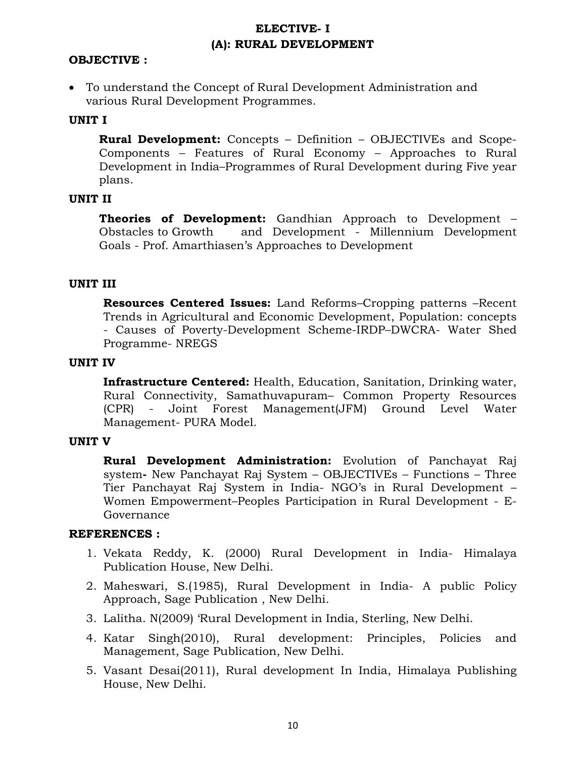# ELECTIVE- I
## (A): RURAL DEVELOPMENT

**OBJECTIVE :**

- To understand the Concept of Rural Development Administration and various Rural Development Programmes.

**UNIT I**

**Rural Development:** Concepts – Definition – OBJECTIVEs and Scope-Components – Features of Rural Economy – Approaches to Rural Development in India–Programmes of Rural Development during Five year plans.

**UNIT II**

**Theories of Development:** Gandhian Approach to Development – Obstacles to Growth and Development - Millennium Development Goals - Prof. Amarthiasen's Approaches to Development

**UNIT III**

**Resources Centered Issues:** Land Reforms–Cropping patterns –Recent Trends in Agricultural and Economic Development, Population: concepts - Causes of Poverty-Development Scheme-IRDP–DWCRA- Water Shed Programme- NREGS

**UNIT IV**

**Infrastructure Centered:** Health, Education, Sanitation, Drinking water, Rural Connectivity, Samathuvapuram– Common Property Resources (CPR) - Joint Forest Management(JFM) Ground Level Water Management- PURA Model.

**UNIT V**

**Rural Development Administration:** Evolution of Panchayat Raj system**-** New Panchayat Raj System – OBJECTIVEs – Functions – Three Tier Panchayat Raj System in India- NGO's in Rural Development – Women Empowerment–Peoples Participation in Rural Development - E-Governance

**REFERENCES :**

1. Vekata Reddy, K. (2000) Rural Development in India- Himalaya Publication House, New Delhi.
2. Maheswari, S.(1985), Rural Development in India- A public Policy Approach, Sage Publication , New Delhi.
3. Lalitha. N(2009) 'Rural Development in India, Sterling, New Delhi.
4. Katar Singh(2010), Rural development: Principles, Policies and Management, Sage Publication, New Delhi.
5. Vasant Desai(2011), Rural development In India, Himalaya Publishing House, New Delhi.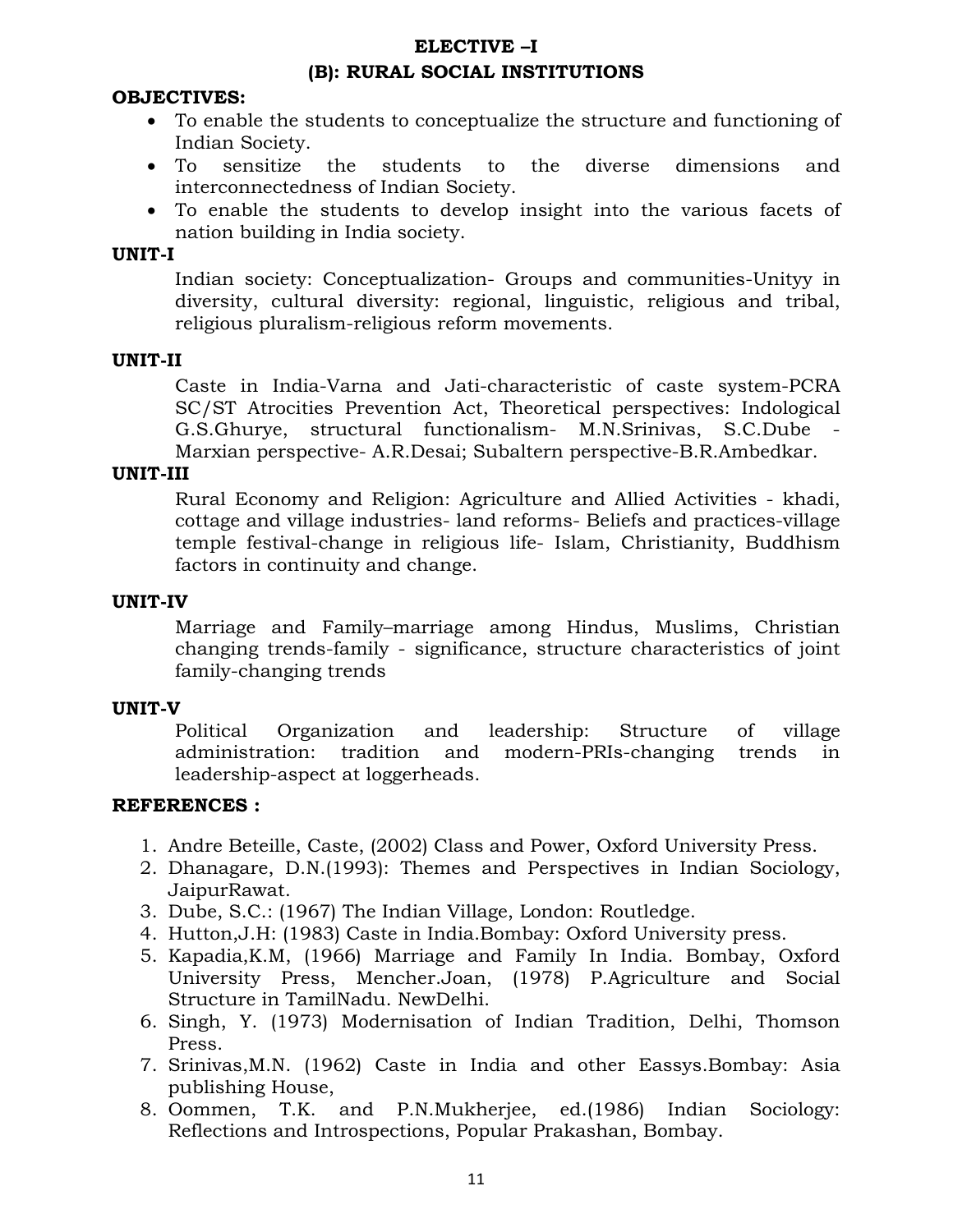## ELECTIVE –I

## (B): RURAL SOCIAL INSTITUTIONS

**OBJECTIVES:**

- To enable the students to conceptualize the structure and functioning of Indian Society.
- To sensitize the students to the diverse dimensions and interconnectedness of Indian Society.
- To enable the students to develop insight into the various facets of nation building in India society.

**UNIT-I**

Indian society: Conceptualization- Groups and communities-Unityy in diversity, cultural diversity: regional, linguistic, religious and tribal, religious pluralism-religious reform movements.

**UNIT-II**

Caste in India-Varna and Jati-characteristic of caste system-PCRA SC/ST Atrocities Prevention Act, Theoretical perspectives: Indological G.S.Ghurye, structural functionalism- M.N.Srinivas, S.C.Dube - Marxian perspective- A.R.Desai; Subaltern perspective-B.R.Ambedkar.

**UNIT-III**

Rural Economy and Religion: Agriculture and Allied Activities - khadi, cottage and village industries- land reforms- Beliefs and practices-village temple festival-change in religious life- Islam, Christianity, Buddhism factors in continuity and change.

**UNIT-IV**

Marriage and Family–marriage among Hindus, Muslims, Christian changing trends-family - significance, structure characteristics of joint family-changing trends

**UNIT-V**

Political Organization and leadership: Structure of village administration: tradition and modern-PRIs-changing trends in leadership-aspect at loggerheads.

**REFERENCES :**

1. Andre Beteille, Caste, (2002) Class and Power, Oxford University Press.
2. Dhanagare, D.N.(1993): Themes and Perspectives in Indian Sociology, JaipurRawat.
3. Dube, S.C.: (1967) The Indian Village, London: Routledge.
4. Hutton,J.H: (1983) Caste in India.Bombay: Oxford University press.
5. Kapadia,K.M, (1966) Marriage and Family In India. Bombay, Oxford University Press, Mencher.Joan, (1978) P.Agriculture and Social Structure in TamilNadu. NewDelhi.
6. Singh, Y. (1973) Modernisation of Indian Tradition, Delhi, Thomson Press.
7. Srinivas,M.N. (1962) Caste in India and other Eassys.Bombay: Asia publishing House,
8. Oommen, T.K. and P.N.Mukherjee, ed.(1986) Indian Sociology: Reflections and Introspections, Popular Prakashan, Bombay.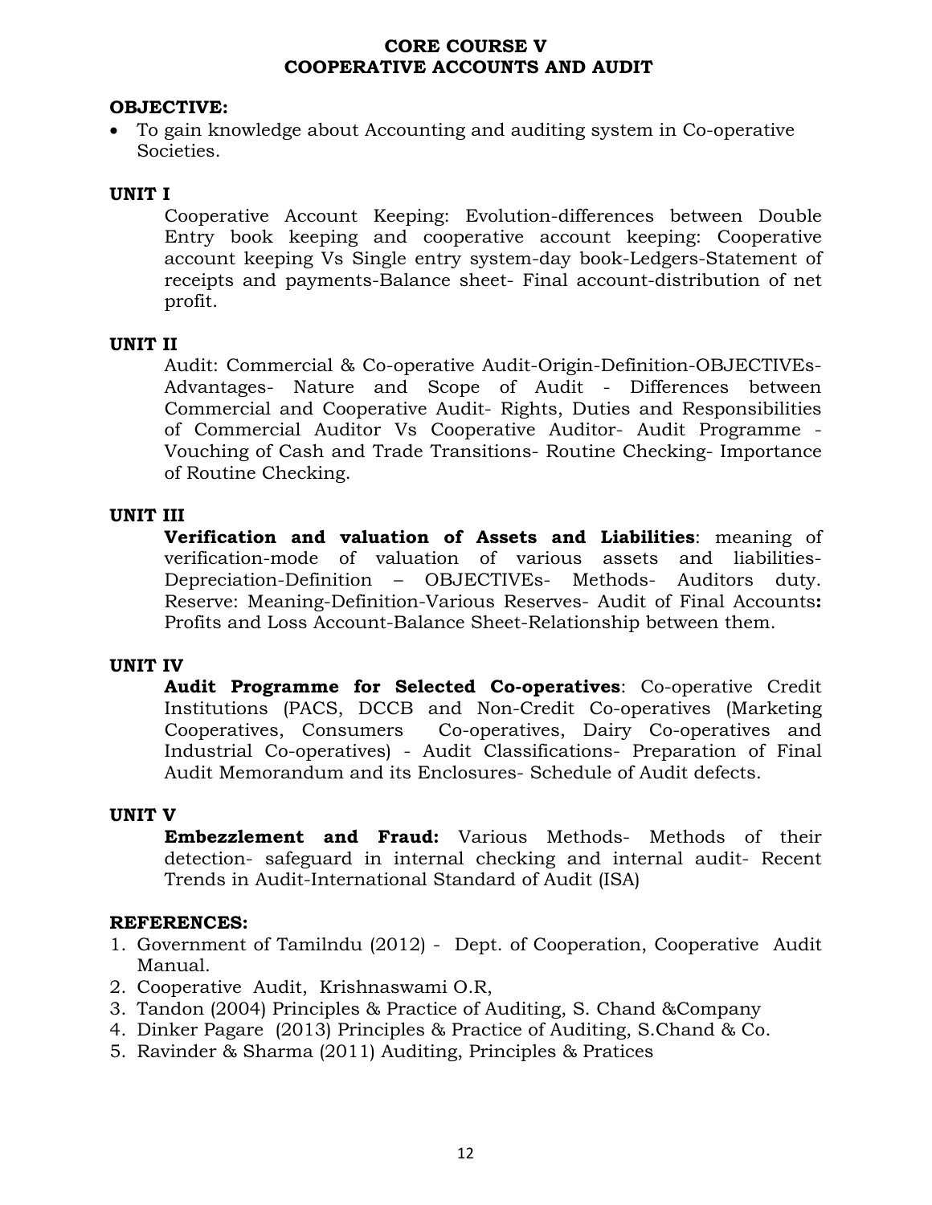# CORE COURSE V
# COOPERATIVE ACCOUNTS AND AUDIT

**OBJECTIVE:**

- To gain knowledge about Accounting and auditing system in Co-operative Societies.

**UNIT I**

Cooperative Account Keeping: Evolution-differences between Double Entry book keeping and cooperative account keeping: Cooperative account keeping Vs Single entry system-day book-Ledgers-Statement of receipts and payments-Balance sheet- Final account-distribution of net profit.

**UNIT II**

Audit: Commercial & Co-operative Audit-Origin-Definition-OBJECTIVEs-Advantages- Nature and Scope of Audit - Differences between Commercial and Cooperative Audit- Rights, Duties and Responsibilities of Commercial Auditor Vs Cooperative Auditor- Audit Programme - Vouching of Cash and Trade Transitions- Routine Checking- Importance of Routine Checking.

**UNIT III**

**Verification and valuation of Assets and Liabilities**: meaning of verification-mode of valuation of various assets and liabilities-Depreciation-Definition – OBJECTIVEs- Methods- Auditors duty. Reserve: Meaning-Definition-Various Reserves- Audit of Final Accounts**:** Profits and Loss Account-Balance Sheet-Relationship between them.

**UNIT IV**

**Audit Programme for Selected Co-operatives**: Co-operative Credit Institutions (PACS, DCCB and Non-Credit Co-operatives (Marketing Cooperatives, Consumers Co-operatives, Dairy Co-operatives and Industrial Co-operatives) - Audit Classifications- Preparation of Final Audit Memorandum and its Enclosures- Schedule of Audit defects.

**UNIT V**

**Embezzlement and Fraud:** Various Methods- Methods of their detection- safeguard in internal checking and internal audit- Recent Trends in Audit-International Standard of Audit (ISA)

**REFERENCES:**

1. Government of Tamilndu (2012) - Dept. of Cooperation, Cooperative Audit Manual.
2. Cooperative Audit, Krishnaswami O.R,
3. Tandon (2004) Principles & Practice of Auditing, S. Chand &Company
4. Dinker Pagare (2013) Principles & Practice of Auditing, S.Chand & Co.
5. Ravinder & Sharma (2011) Auditing, Principles & Pratices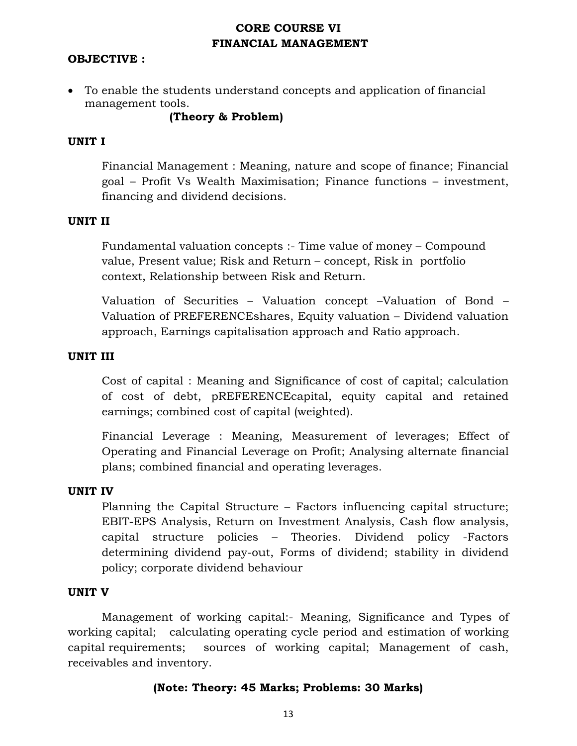# CORE COURSE VI
## FINANCIAL MANAGEMENT

**OBJECTIVE :**

- To enable the students understand concepts and application of financial management tools.

**(Theory & Problem)**

**UNIT I**

Financial Management : Meaning, nature and scope of finance; Financial goal – Profit Vs Wealth Maximisation; Finance functions – investment, financing and dividend decisions.

**UNIT II**

Fundamental valuation concepts :- Time value of money – Compound value, Present value; Risk and Return – concept, Risk in portfolio context, Relationship between Risk and Return.

Valuation of Securities – Valuation concept –Valuation of Bond – Valuation of PREFERENCEshares, Equity valuation – Dividend valuation approach, Earnings capitalisation approach and Ratio approach.

**UNIT III**

Cost of capital : Meaning and Significance of cost of capital; calculation of cost of debt, pREFERENCEcapital, equity capital and retained earnings; combined cost of capital (weighted).

Financial Leverage : Meaning, Measurement of leverages; Effect of Operating and Financial Leverage on Profit; Analysing alternate financial plans; combined financial and operating leverages.

**UNIT IV**

Planning the Capital Structure – Factors influencing capital structure; EBIT-EPS Analysis, Return on Investment Analysis, Cash flow analysis, capital structure policies – Theories. Dividend policy -Factors determining dividend pay-out, Forms of dividend; stability in dividend policy; corporate dividend behaviour

**UNIT V**

Management of working capital:- Meaning, Significance and Types of working capital; calculating operating cycle period and estimation of working capital requirements; sources of working capital; Management of cash, receivables and inventory.

**(Note: Theory: 45 Marks; Problems: 30 Marks)**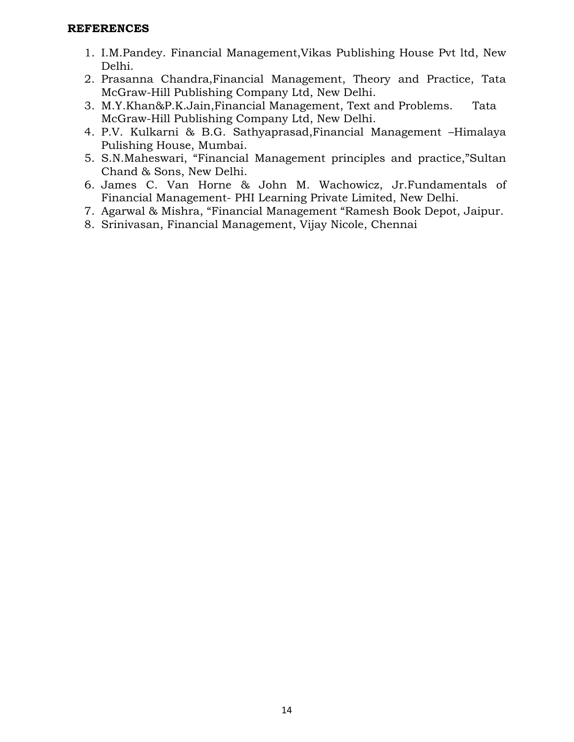**REFERENCES**

1. I.M.Pandey. Financial Management,Vikas Publishing House Pvt ltd, New Delhi.
2. Prasanna Chandra,Financial Management, Theory and Practice, Tata McGraw-Hill Publishing Company Ltd, New Delhi.
3. M.Y.Khan&P.K.Jain,Financial Management, Text and Problems. Tata McGraw-Hill Publishing Company Ltd, New Delhi.
4. P.V. Kulkarni & B.G. Sathyaprasad,Financial Management –Himalaya Pulishing House, Mumbai.
5. S.N.Maheswari, "Financial Management principles and practice,"Sultan Chand & Sons, New Delhi.
6. James C. Van Horne & John M. Wachowicz, Jr.Fundamentals of Financial Management- PHI Learning Private Limited, New Delhi.
7. Agarwal & Mishra, "Financial Management "Ramesh Book Depot, Jaipur.
8. Srinivasan, Financial Management, Vijay Nicole, Chennai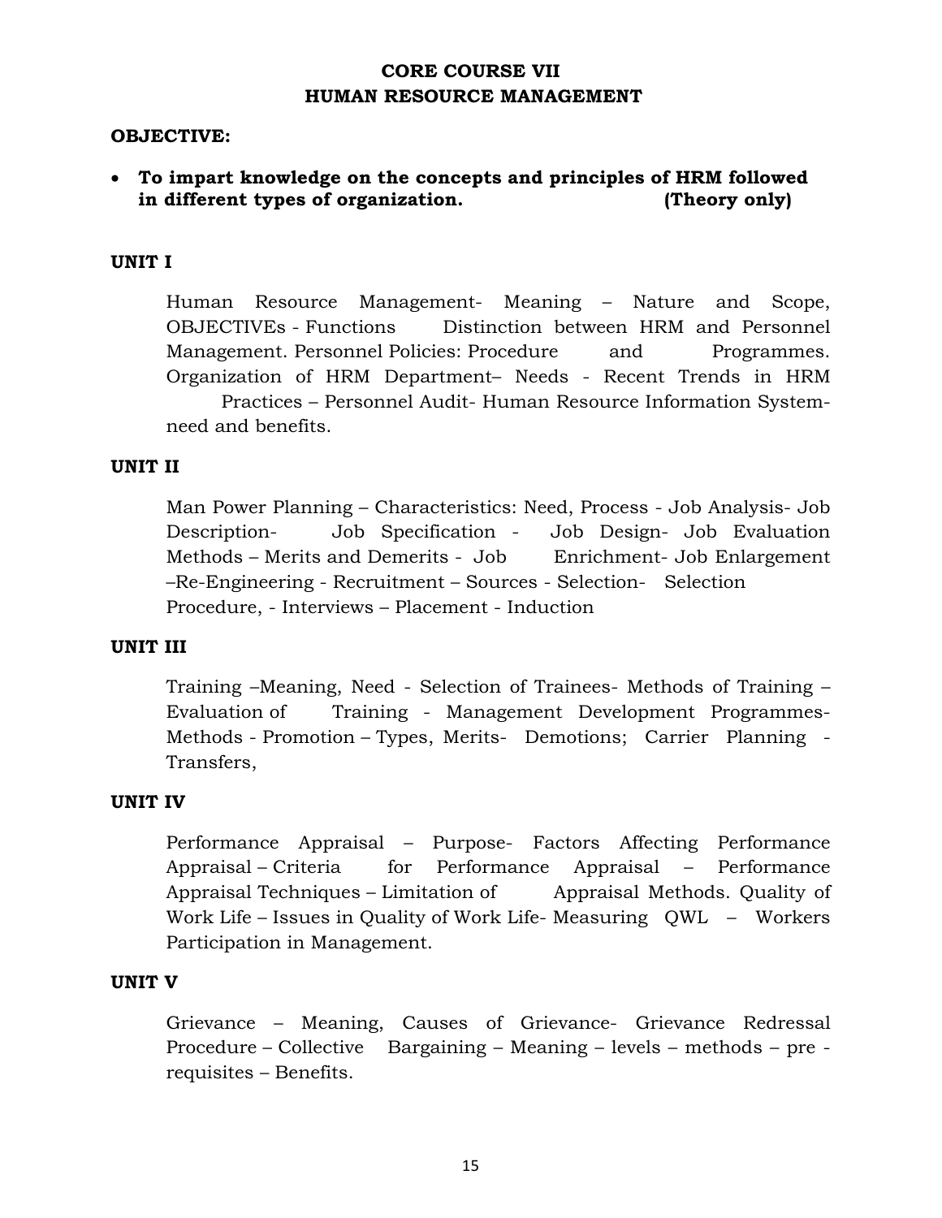# CORE COURSE VII
# HUMAN RESOURCE MANAGEMENT

**OBJECTIVE:**

- **To impart knowledge on the concepts and principles of HRM followed in different types of organization. (Theory only)**

**UNIT I**

Human Resource Management- Meaning – Nature and Scope, OBJECTIVEs - Functions Distinction between HRM and Personnel Management. Personnel Policies: Procedure and Programmes. Organization of HRM Department– Needs - Recent Trends in HRM Practices – Personnel Audit- Human Resource Information System- need and benefits.

**UNIT II**

Man Power Planning – Characteristics: Need, Process - Job Analysis- Job Description- Job Specification - Job Design- Job Evaluation Methods – Merits and Demerits - Job Enrichment- Job Enlargement –Re-Engineering - Recruitment – Sources - Selection- Selection Procedure, - Interviews – Placement - Induction

**UNIT III**

Training –Meaning, Need - Selection of Trainees- Methods of Training – Evaluation of Training - Management Development Programmes- Methods - Promotion – Types, Merits- Demotions; Carrier Planning - Transfers,

**UNIT IV**

Performance Appraisal – Purpose- Factors Affecting Performance Appraisal – Criteria for Performance Appraisal – Performance Appraisal Techniques – Limitation of Appraisal Methods. Quality of Work Life – Issues in Quality of Work Life- Measuring QWL – Workers Participation in Management.

**UNIT V**

Grievance – Meaning, Causes of Grievance- Grievance Redressal Procedure – Collective Bargaining – Meaning – levels – methods – pre - requisites – Benefits.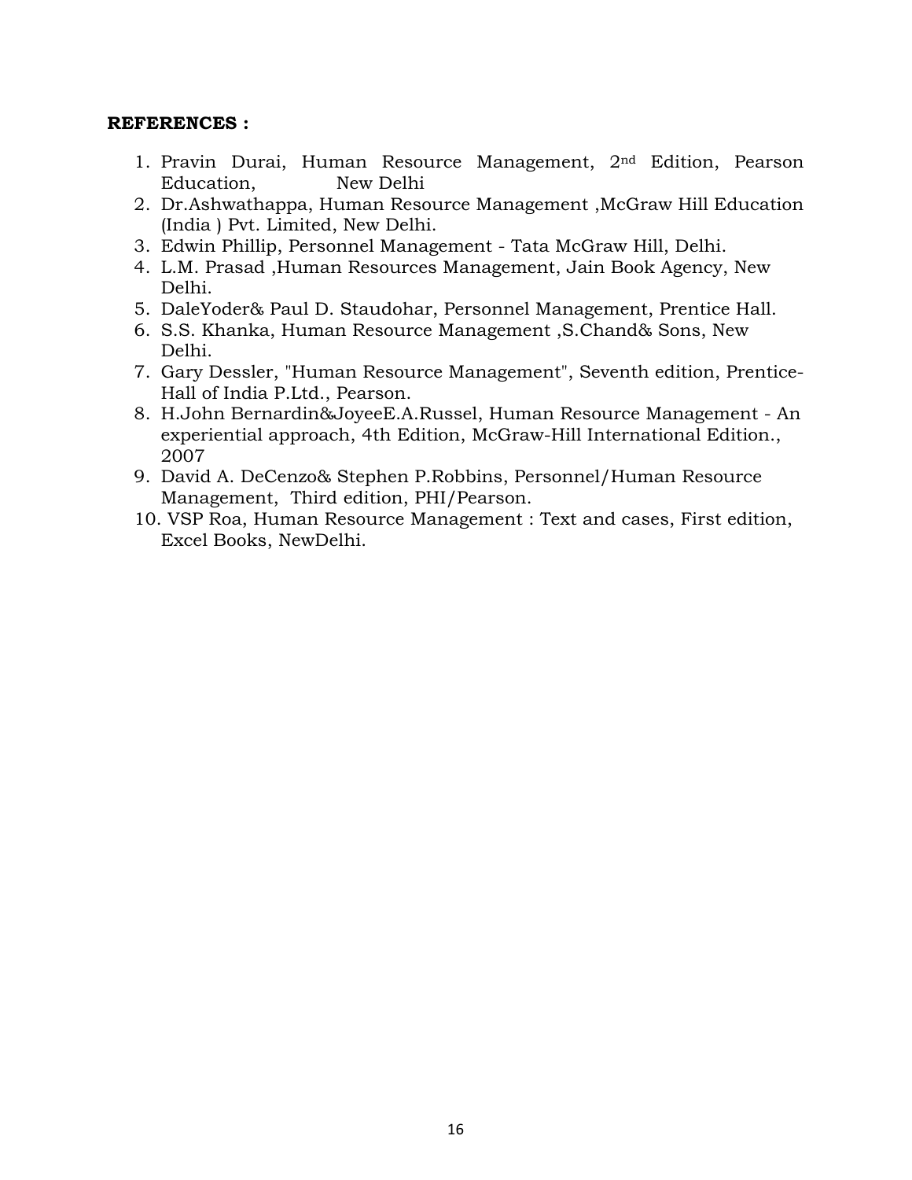**REFERENCES :**

1. Pravin Durai, Human Resource Management, 2nd Edition, Pearson Education, New Delhi
2. Dr.Ashwathappa, Human Resource Management ,McGraw Hill Education (India ) Pvt. Limited, New Delhi.
3. Edwin Phillip, Personnel Management - Tata McGraw Hill, Delhi.
4. L.M. Prasad ,Human Resources Management, Jain Book Agency, New Delhi.
5. DaleYoder& Paul D. Staudohar, Personnel Management, Prentice Hall.
6. S.S. Khanka, Human Resource Management ,S.Chand& Sons, New Delhi.
7. Gary Dessler, "Human Resource Management", Seventh edition, Prentice-Hall of India P.Ltd., Pearson.
8. H.John Bernardin&JoyeeE.A.Russel, Human Resource Management - An experiential approach, 4th Edition, McGraw-Hill International Edition., 2007
9. David A. DeCenzo& Stephen P.Robbins, Personnel/Human Resource Management, Third edition, PHI/Pearson.
10. VSP Roa, Human Resource Management : Text and cases, First edition, Excel Books, NewDelhi.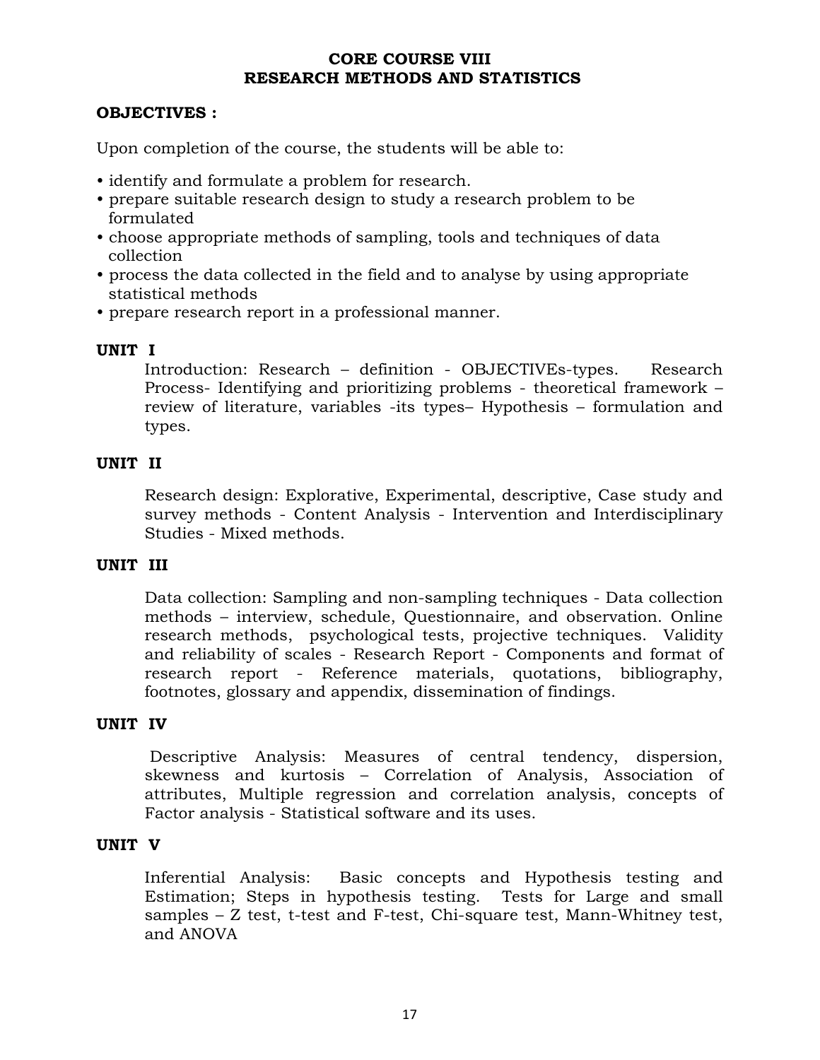# CORE COURSE VIII
# RESEARCH METHODS AND STATISTICS

**OBJECTIVES :**

Upon completion of the course, the students will be able to:

- identify and formulate a problem for research.
- prepare suitable research design to study a research problem to be formulated
- choose appropriate methods of sampling, tools and techniques of data collection
- process the data collected in the field and to analyse by using appropriate statistical methods
- prepare research report in a professional manner.

**UNIT I**

Introduction: Research – definition - OBJECTIVEs-types. Research Process- Identifying and prioritizing problems - theoretical framework – review of literature, variables -its types– Hypothesis – formulation and types.

**UNIT II**

Research design: Explorative, Experimental, descriptive, Case study and survey methods - Content Analysis - Intervention and Interdisciplinary Studies - Mixed methods.

**UNIT III**

Data collection: Sampling and non-sampling techniques - Data collection methods – interview, schedule, Questionnaire, and observation. Online research methods, psychological tests, projective techniques. Validity and reliability of scales - Research Report - Components and format of research report - Reference materials, quotations, bibliography, footnotes, glossary and appendix, dissemination of findings.

**UNIT IV**

Descriptive Analysis: Measures of central tendency, dispersion, skewness and kurtosis – Correlation of Analysis, Association of attributes, Multiple regression and correlation analysis, concepts of Factor analysis - Statistical software and its uses.

**UNIT V**

Inferential Analysis: Basic concepts and Hypothesis testing and Estimation; Steps in hypothesis testing. Tests for Large and small samples – Z test, t-test and F-test, Chi-square test, Mann-Whitney test, and ANOVA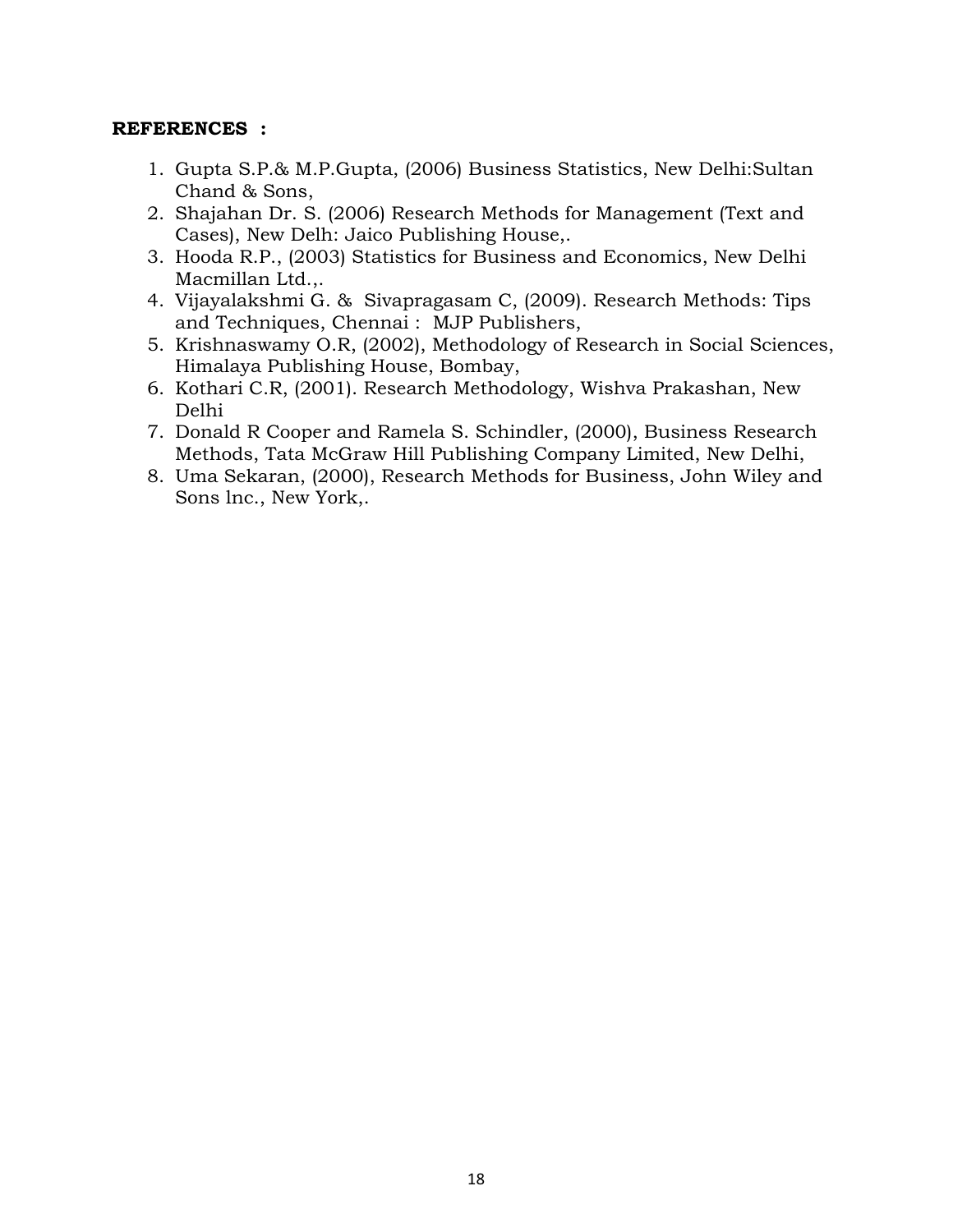**REFERENCES :**

1. Gupta S.P.& M.P.Gupta, (2006) Business Statistics, New Delhi:Sultan Chand & Sons,
2. Shajahan Dr. S. (2006) Research Methods for Management (Text and Cases), New Delh: Jaico Publishing House,.
3. Hooda R.P., (2003) Statistics for Business and Economics, New Delhi Macmillan Ltd.,.
4. Vijayalakshmi G. & Sivapragasam C, (2009). Research Methods: Tips and Techniques, Chennai : MJP Publishers,
5. Krishnaswamy O.R, (2002), Methodology of Research in Social Sciences, Himalaya Publishing House, Bombay,
6. Kothari C.R, (2001). Research Methodology, Wishva Prakashan, New Delhi
7. Donald R Cooper and Ramela S. Schindler, (2000), Business Research Methods, Tata McGraw Hill Publishing Company Limited, New Delhi,
8. Uma Sekaran, (2000), Research Methods for Business, John Wiley and Sons lnc., New York,.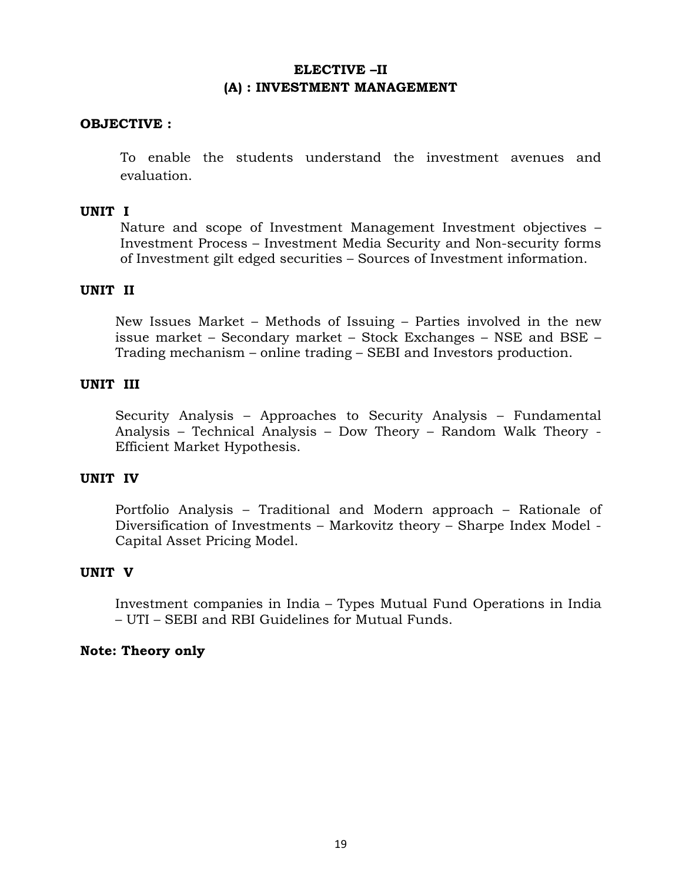# ELECTIVE –II
## (A) : INVESTMENT MANAGEMENT

**OBJECTIVE :**

To enable the students understand the investment avenues and evaluation.

**UNIT I**

Nature and scope of Investment Management Investment objectives – Investment Process – Investment Media Security and Non-security forms of Investment gilt edged securities – Sources of Investment information.

**UNIT II**

New Issues Market – Methods of Issuing – Parties involved in the new issue market – Secondary market – Stock Exchanges – NSE and BSE – Trading mechanism – online trading – SEBI and Investors production.

**UNIT III**

Security Analysis – Approaches to Security Analysis – Fundamental Analysis – Technical Analysis – Dow Theory – Random Walk Theory - Efficient Market Hypothesis.

**UNIT IV**

Portfolio Analysis – Traditional and Modern approach – Rationale of Diversification of Investments – Markovitz theory – Sharpe Index Model - Capital Asset Pricing Model.

**UNIT V**

Investment companies in India – Types Mutual Fund Operations in India – UTI – SEBI and RBI Guidelines for Mutual Funds.

**Note: Theory only**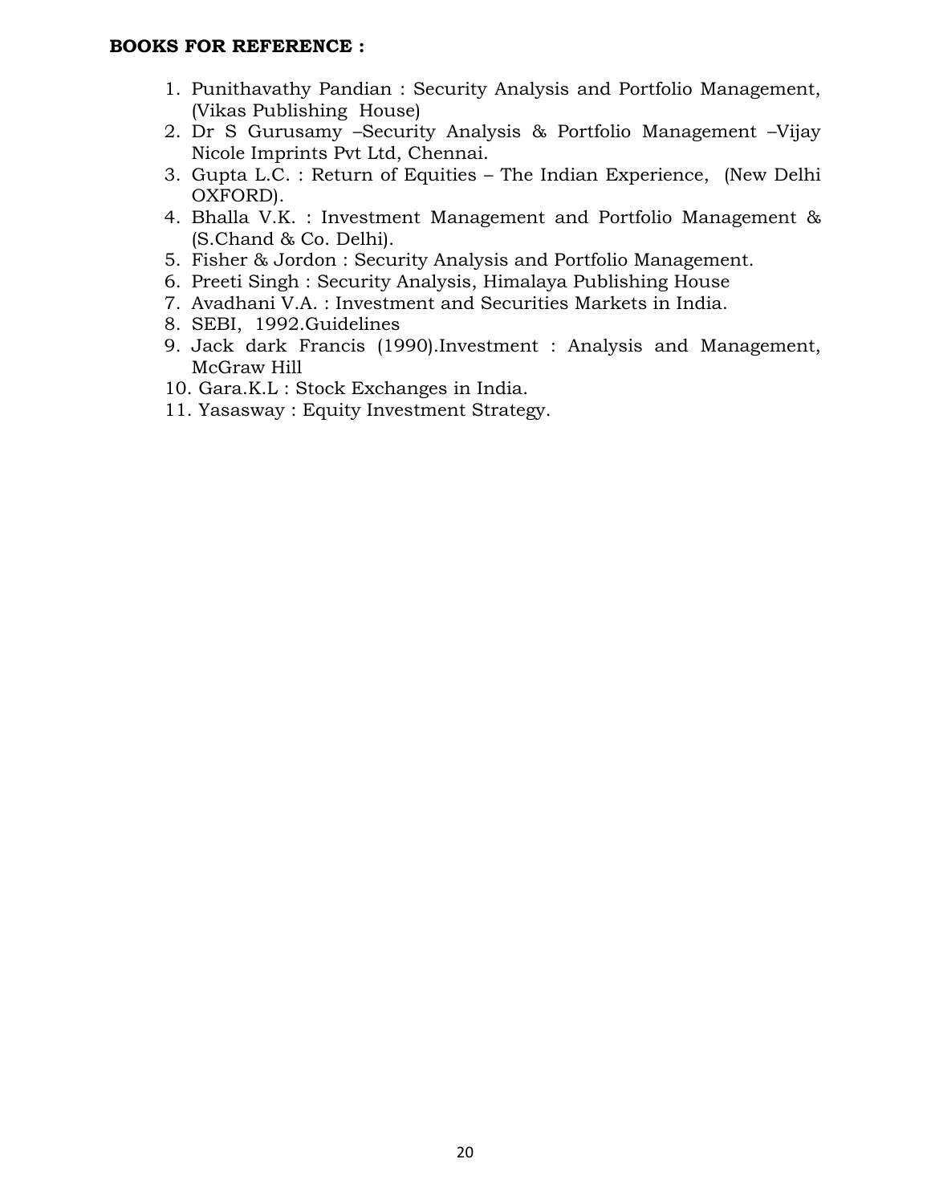**BOOKS FOR REFERENCE :**

1. Punithavathy Pandian : Security Analysis and Portfolio Management, (Vikas Publishing House)
2. Dr S Gurusamy –Security Analysis & Portfolio Management –Vijay Nicole Imprints Pvt Ltd, Chennai.
3. Gupta L.C. : Return of Equities – The Indian Experience, (New Delhi OXFORD).
4. Bhalla V.K. : Investment Management and Portfolio Management & (S.Chand & Co. Delhi).
5. Fisher & Jordon : Security Analysis and Portfolio Management.
6. Preeti Singh : Security Analysis, Himalaya Publishing House
7. Avadhani V.A. : Investment and Securities Markets in India.
8. SEBI, 1992.Guidelines
9. Jack dark Francis (1990).Investment : Analysis and Management, McGraw Hill
10. Gara.K.L : Stock Exchanges in India.
11. Yasasway : Equity Investment Strategy.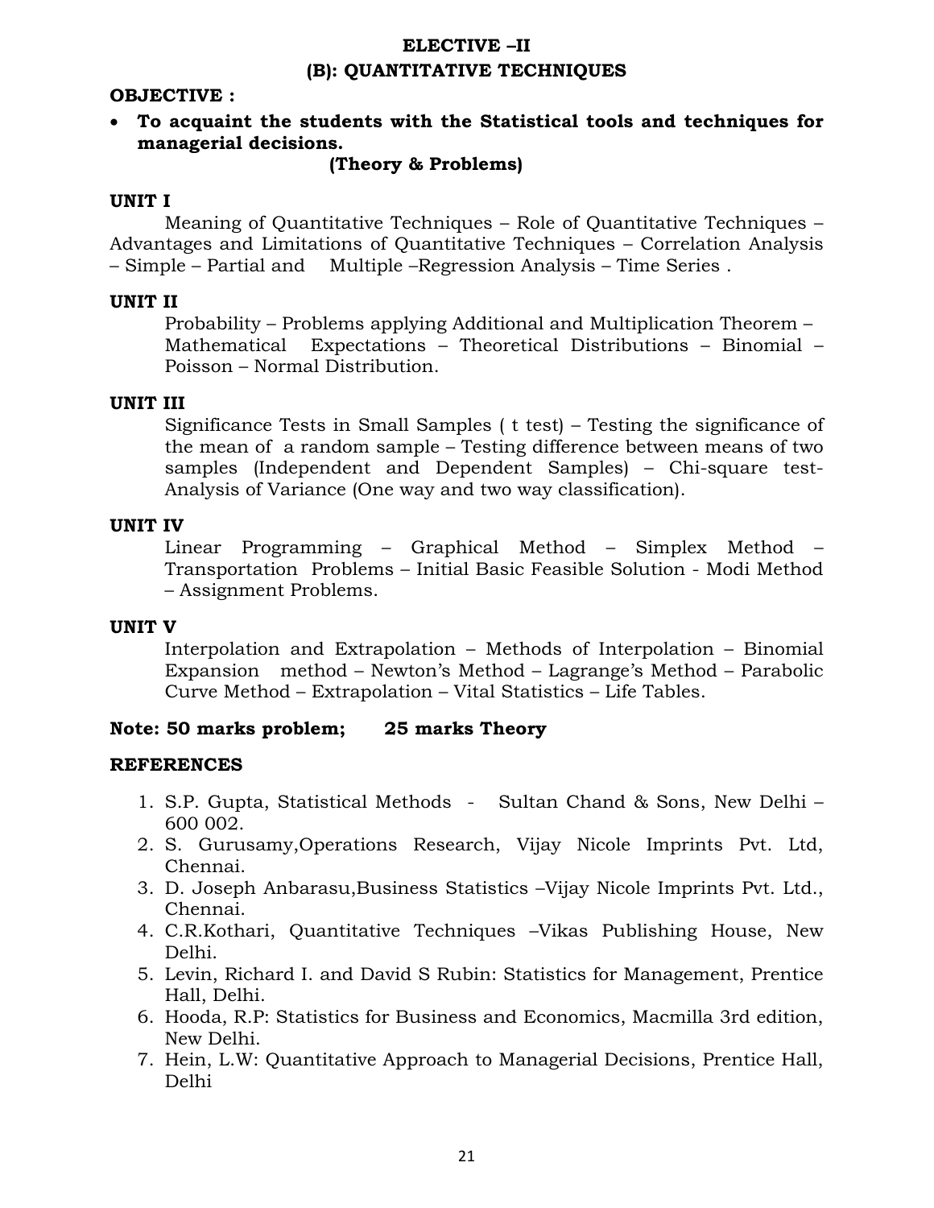## ELECTIVE –II

## (B): QUANTITATIVE TECHNIQUES

**OBJECTIVE :**

- **To acquaint the students with the Statistical tools and techniques for managerial decisions.**

**(Theory & Problems)**

**UNIT I**

Meaning of Quantitative Techniques – Role of Quantitative Techniques – Advantages and Limitations of Quantitative Techniques – Correlation Analysis – Simple – Partial and Multiple –Regression Analysis – Time Series .

**UNIT II**

Probability – Problems applying Additional and Multiplication Theorem – Mathematical Expectations – Theoretical Distributions – Binomial – Poisson – Normal Distribution.

**UNIT III**

Significance Tests in Small Samples ( t test) – Testing the significance of the mean of a random sample – Testing difference between means of two samples (Independent and Dependent Samples) – Chi-square test- Analysis of Variance (One way and two way classification).

**UNIT IV**

Linear Programming – Graphical Method – Simplex Method – Transportation Problems – Initial Basic Feasible Solution - Modi Method – Assignment Problems.

**UNIT V**

Interpolation and Extrapolation – Methods of Interpolation – Binomial Expansion method – Newton's Method – Lagrange's Method – Parabolic Curve Method – Extrapolation – Vital Statistics – Life Tables.

**Note: 50 marks problem; 25 marks Theory**

**REFERENCES**

1. S.P. Gupta, Statistical Methods - Sultan Chand & Sons, New Delhi – 600 002.
2. S. Gurusamy,Operations Research, Vijay Nicole Imprints Pvt. Ltd, Chennai.
3. D. Joseph Anbarasu,Business Statistics –Vijay Nicole Imprints Pvt. Ltd., Chennai.
4. C.R.Kothari, Quantitative Techniques –Vikas Publishing House, New Delhi.
5. Levin, Richard I. and David S Rubin: Statistics for Management, Prentice Hall, Delhi.
6. Hooda, R.P: Statistics for Business and Economics, Macmilla 3rd edition, New Delhi.
7. Hein, L.W: Quantitative Approach to Managerial Decisions, Prentice Hall, Delhi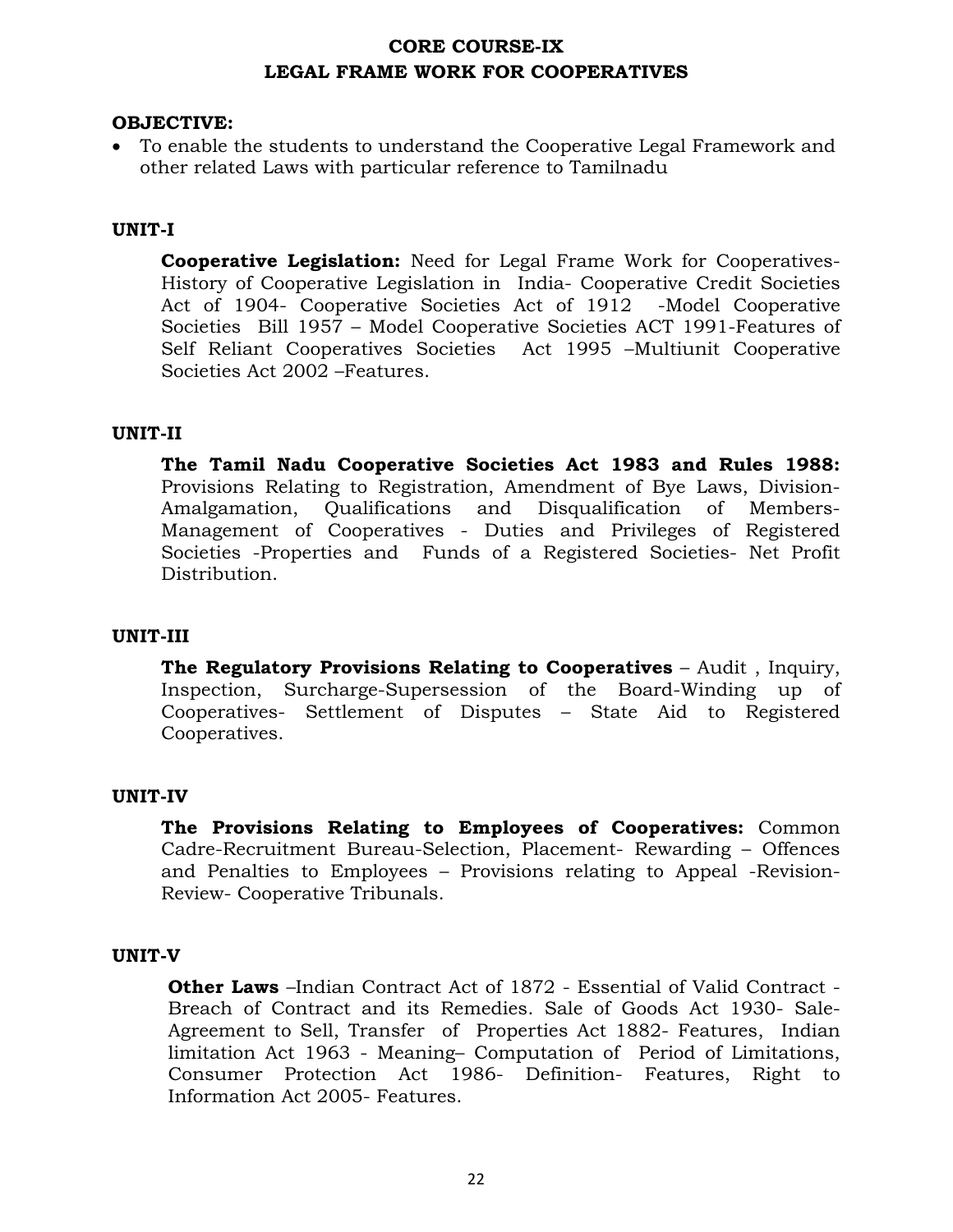# CORE COURSE-IX
# LEGAL FRAME WORK FOR COOPERATIVES

**OBJECTIVE:**

- To enable the students to understand the Cooperative Legal Framework and other related Laws with particular reference to Tamilnadu

**UNIT-I**

**Cooperative Legislation:** Need for Legal Frame Work for Cooperatives- History of Cooperative Legislation in India- Cooperative Credit Societies Act of 1904- Cooperative Societies Act of 1912 -Model Cooperative Societies Bill 1957 – Model Cooperative Societies ACT 1991-Features of Self Reliant Cooperatives Societies Act 1995 –Multiunit Cooperative Societies Act 2002 –Features.

**UNIT-II**

**The Tamil Nadu Cooperative Societies Act 1983 and Rules 1988:** Provisions Relating to Registration, Amendment of Bye Laws, Division-Amalgamation, Qualifications and Disqualification of Members-Management of Cooperatives - Duties and Privileges of Registered Societies -Properties and Funds of a Registered Societies- Net Profit Distribution.

**UNIT-III**

**The Regulatory Provisions Relating to Cooperatives** – Audit , Inquiry, Inspection, Surcharge-Supersession of the Board-Winding up of Cooperatives- Settlement of Disputes – State Aid to Registered Cooperatives.

**UNIT-IV**

**The Provisions Relating to Employees of Cooperatives:** Common Cadre-Recruitment Bureau-Selection, Placement- Rewarding – Offences and Penalties to Employees – Provisions relating to Appeal -Revision-Review- Cooperative Tribunals.

**UNIT-V**

**Other Laws** –Indian Contract Act of 1872 - Essential of Valid Contract - Breach of Contract and its Remedies. Sale of Goods Act 1930- Sale-Agreement to Sell, Transfer of Properties Act 1882- Features, Indian limitation Act 1963 - Meaning– Computation of Period of Limitations, Consumer Protection Act 1986- Definition- Features, Right to Information Act 2005- Features.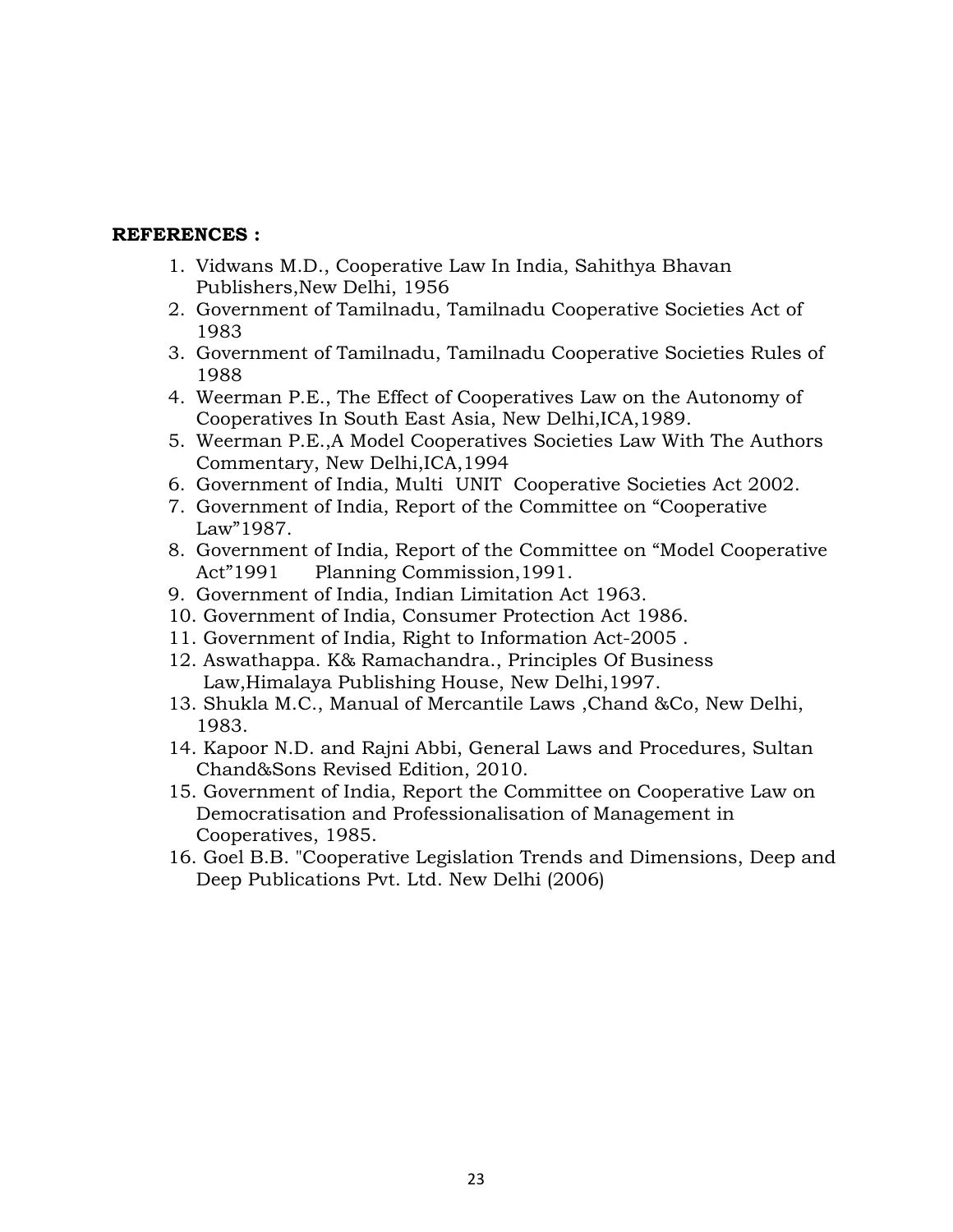**REFERENCES :**

1. Vidwans M.D., Cooperative Law In India, Sahithya Bhavan Publishers,New Delhi, 1956
2. Government of Tamilnadu, Tamilnadu Cooperative Societies Act of 1983
3. Government of Tamilnadu, Tamilnadu Cooperative Societies Rules of 1988
4. Weerman P.E., The Effect of Cooperatives Law on the Autonomy of Cooperatives In South East Asia, New Delhi,ICA,1989.
5. Weerman P.E.,A Model Cooperatives Societies Law With The Authors Commentary, New Delhi,ICA,1994
6. Government of India, Multi UNIT Cooperative Societies Act 2002.
7. Government of India, Report of the Committee on "Cooperative Law"1987.
8. Government of India, Report of the Committee on "Model Cooperative Act"1991 Planning Commission,1991.
9. Government of India, Indian Limitation Act 1963.
10. Government of India, Consumer Protection Act 1986.
11. Government of India, Right to Information Act-2005 .
12. Aswathappa. K& Ramachandra., Principles Of Business Law,Himalaya Publishing House, New Delhi,1997.
13. Shukla M.C., Manual of Mercantile Laws ,Chand &Co, New Delhi, 1983.
14. Kapoor N.D. and Rajni Abbi, General Laws and Procedures, Sultan Chand&Sons Revised Edition, 2010.
15. Government of India, Report the Committee on Cooperative Law on Democratisation and Professionalisation of Management in Cooperatives, 1985.
16. Goel B.B. "Cooperative Legislation Trends and Dimensions, Deep and Deep Publications Pvt. Ltd. New Delhi (2006)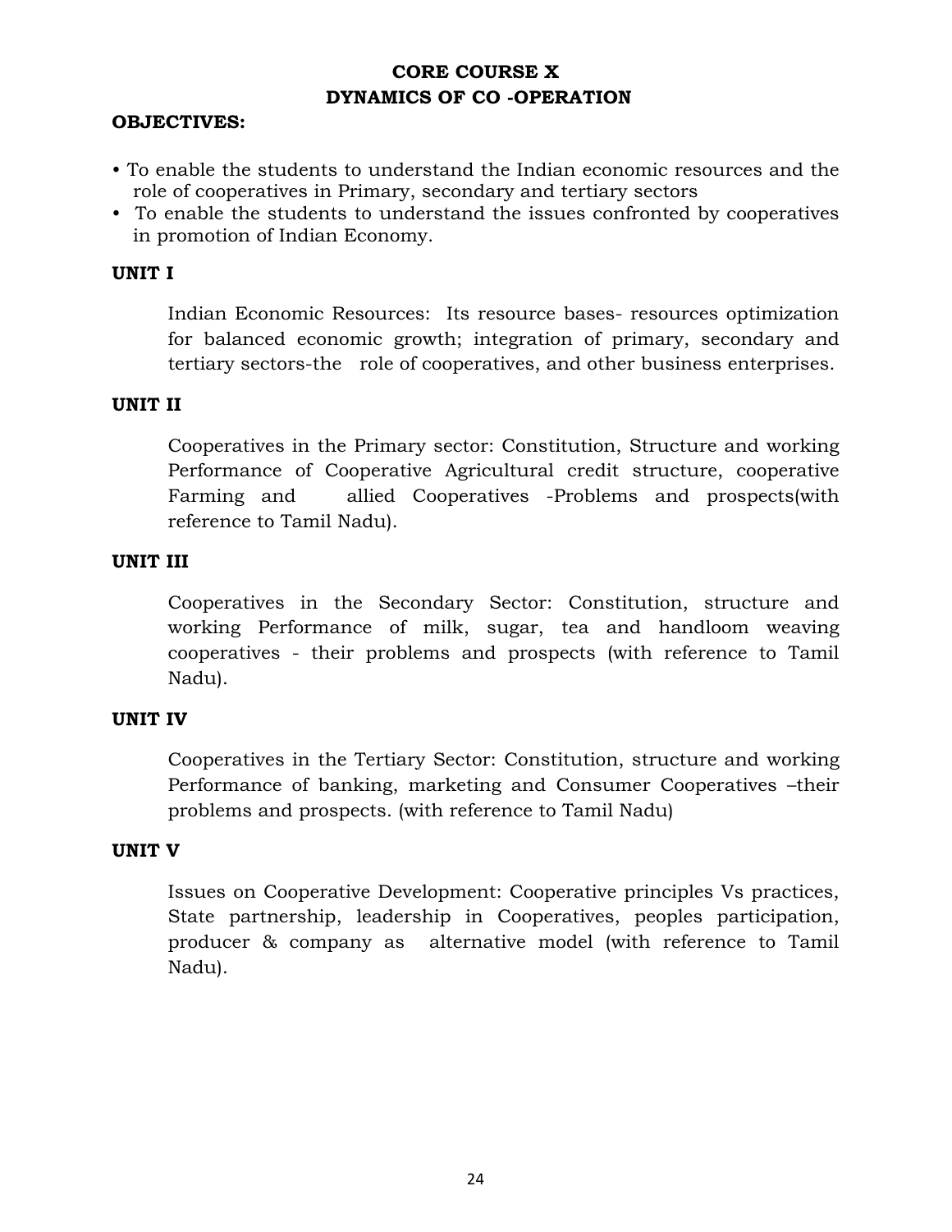## CORE COURSE X
## DYNAMICS OF CO -OPERATION

**OBJECTIVES:**

- To enable the students to understand the Indian economic resources and the role of cooperatives in Primary, secondary and tertiary sectors
- To enable the students to understand the issues confronted by cooperatives in promotion of Indian Economy.

**UNIT I**

Indian Economic Resources: Its resource bases- resources optimization for balanced economic growth; integration of primary, secondary and tertiary sectors-the role of cooperatives, and other business enterprises.

**UNIT II**

Cooperatives in the Primary sector: Constitution, Structure and working Performance of Cooperative Agricultural credit structure, cooperative Farming and allied Cooperatives -Problems and prospects(with reference to Tamil Nadu).

**UNIT III**

Cooperatives in the Secondary Sector: Constitution, structure and working Performance of milk, sugar, tea and handloom weaving cooperatives - their problems and prospects (with reference to Tamil Nadu).

**UNIT IV**

Cooperatives in the Tertiary Sector: Constitution, structure and working Performance of banking, marketing and Consumer Cooperatives –their problems and prospects. (with reference to Tamil Nadu)

**UNIT V**

Issues on Cooperative Development: Cooperative principles Vs practices, State partnership, leadership in Cooperatives, peoples participation, producer & company as alternative model (with reference to Tamil Nadu).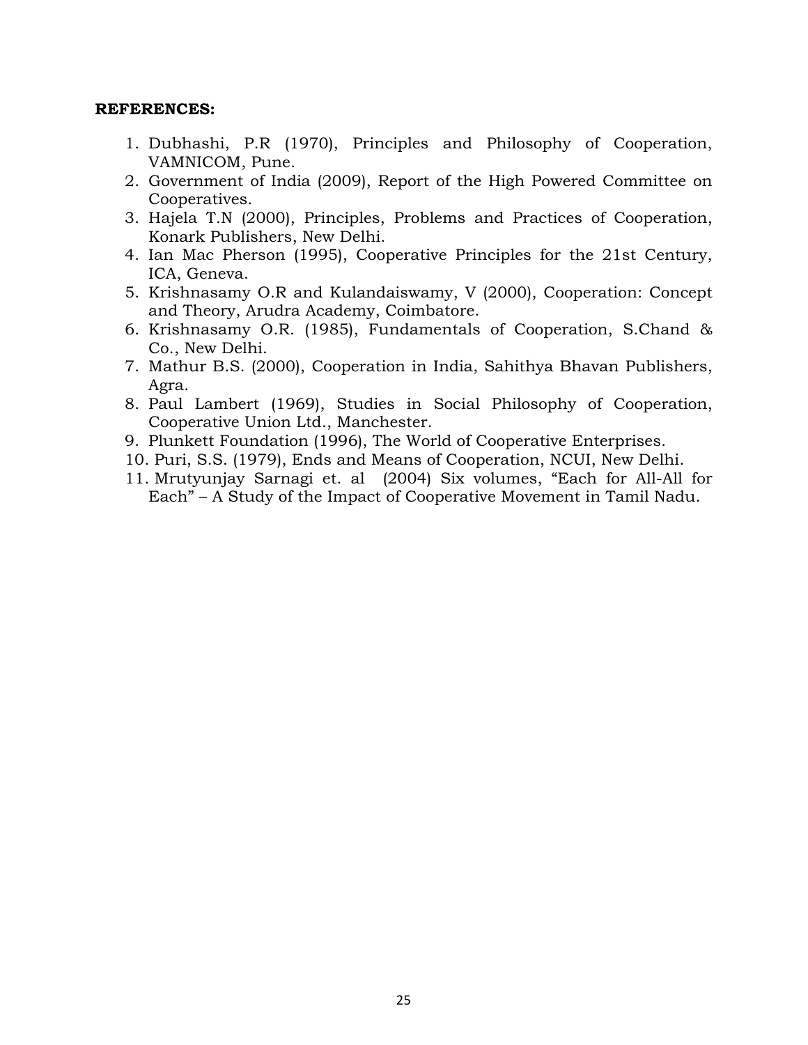**REFERENCES:**

1. Dubhashi, P.R (1970), Principles and Philosophy of Cooperation, VAMNICOM, Pune.
2. Government of India (2009), Report of the High Powered Committee on Cooperatives.
3. Hajela T.N (2000), Principles, Problems and Practices of Cooperation, Konark Publishers, New Delhi.
4. Ian Mac Pherson (1995), Cooperative Principles for the 21st Century, ICA, Geneva.
5. Krishnasamy O.R and Kulandaiswamy, V (2000), Cooperation: Concept and Theory, Arudra Academy, Coimbatore.
6. Krishnasamy O.R. (1985), Fundamentals of Cooperation, S.Chand & Co., New Delhi.
7. Mathur B.S. (2000), Cooperation in India, Sahithya Bhavan Publishers, Agra.
8. Paul Lambert (1969), Studies in Social Philosophy of Cooperation, Cooperative Union Ltd., Manchester.
9. Plunkett Foundation (1996), The World of Cooperative Enterprises.
10. Puri, S.S. (1979), Ends and Means of Cooperation, NCUI, New Delhi.
11. Mrutyunjay Sarnagi et. al (2004) Six volumes, "Each for All-All for Each" – A Study of the Impact of Cooperative Movement in Tamil Nadu.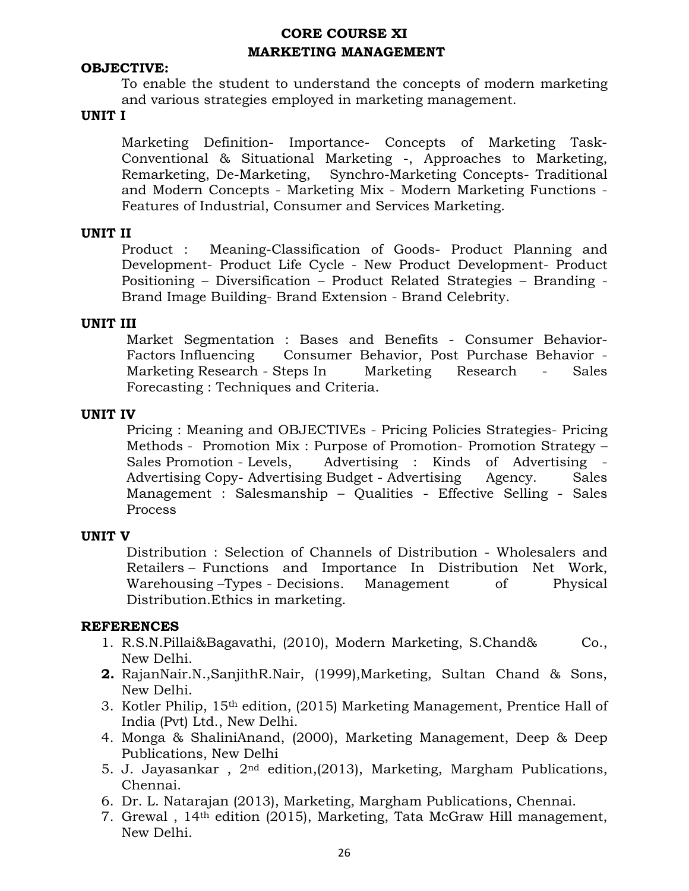## CORE COURSE XI
## MARKETING MANAGEMENT

**OBJECTIVE:**

To enable the student to understand the concepts of modern marketing and various strategies employed in marketing management.

**UNIT I**

Marketing Definition- Importance- Concepts of Marketing Task- Conventional & Situational Marketing -, Approaches to Marketing, Remarketing, De-Marketing, Synchro-Marketing Concepts- Traditional and Modern Concepts - Marketing Mix - Modern Marketing Functions - Features of Industrial, Consumer and Services Marketing.

**UNIT II**

Product : Meaning-Classification of Goods- Product Planning and Development- Product Life Cycle - New Product Development- Product Positioning – Diversification – Product Related Strategies – Branding - Brand Image Building- Brand Extension - Brand Celebrity.

**UNIT III**

Market Segmentation : Bases and Benefits - Consumer Behavior- Factors Influencing Consumer Behavior, Post Purchase Behavior - Marketing Research - Steps In Marketing Research - Sales Forecasting : Techniques and Criteria.

**UNIT IV**

Pricing : Meaning and OBJECTIVEs - Pricing Policies Strategies- Pricing Methods - Promotion Mix : Purpose of Promotion- Promotion Strategy – Sales Promotion - Levels, Advertising : Kinds of Advertising - Advertising Copy- Advertising Budget - Advertising Agency. Sales Management : Salesmanship – Qualities - Effective Selling - Sales Process

**UNIT V**

Distribution : Selection of Channels of Distribution - Wholesalers and Retailers – Functions and Importance In Distribution Net Work, Warehousing –Types - Decisions. Management of Physical Distribution.Ethics in marketing.

**REFERENCES**

1. R.S.N.Pillai&Bagavathi, (2010), Modern Marketing, S.Chand& Co., New Delhi.
2. RajanNair.N.,SanjithR.Nair, (1999),Marketing, Sultan Chand & Sons, New Delhi.
3. Kotler Philip, 15th edition, (2015) Marketing Management, Prentice Hall of India (Pvt) Ltd., New Delhi.
4. Monga & ShaliniAnand, (2000), Marketing Management, Deep & Deep Publications, New Delhi
5. J. Jayasankar , 2nd edition,(2013), Marketing, Margham Publications, Chennai.
6. Dr. L. Natarajan (2013), Marketing, Margham Publications, Chennai.
7. Grewal , 14th edition (2015), Marketing, Tata McGraw Hill management, New Delhi.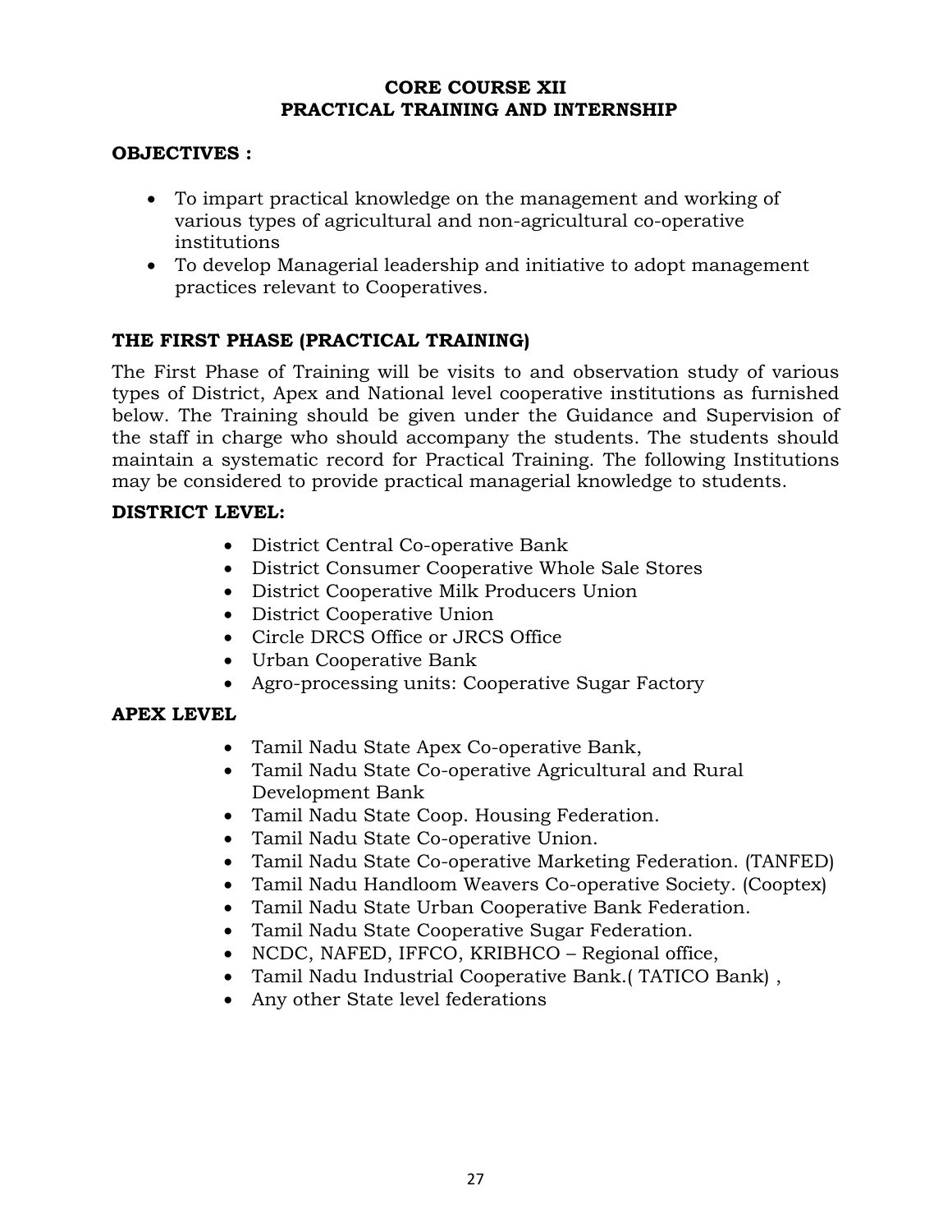# CORE COURSE XII
# PRACTICAL TRAINING AND INTERNSHIP

**OBJECTIVES :**

- To impart practical knowledge on the management and working of various types of agricultural and non-agricultural co-operative institutions
- To develop Managerial leadership and initiative to adopt management practices relevant to Cooperatives.

## THE FIRST PHASE (PRACTICAL TRAINING)

The First Phase of Training will be visits to and observation study of various types of District, Apex and National level cooperative institutions as furnished below. The Training should be given under the Guidance and Supervision of the staff in charge who should accompany the students. The students should maintain a systematic record for Practical Training. The following Institutions may be considered to provide practical managerial knowledge to students.

**DISTRICT LEVEL:**

- District Central Co-operative Bank
- District Consumer Cooperative Whole Sale Stores
- District Cooperative Milk Producers Union
- District Cooperative Union
- Circle DRCS Office or JRCS Office
- Urban Cooperative Bank
- Agro-processing units: Cooperative Sugar Factory

**APEX LEVEL**

- Tamil Nadu State Apex Co-operative Bank,
- Tamil Nadu State Co-operative Agricultural and Rural Development Bank
- Tamil Nadu State Coop. Housing Federation.
- Tamil Nadu State Co-operative Union.
- Tamil Nadu State Co-operative Marketing Federation. (TANFED)
- Tamil Nadu Handloom Weavers Co-operative Society. (Cooptex)
- Tamil Nadu State Urban Cooperative Bank Federation.
- Tamil Nadu State Cooperative Sugar Federation.
- NCDC, NAFED, IFFCO, KRIBHCO – Regional office,
- Tamil Nadu Industrial Cooperative Bank.( TATICO Bank) ,
- Any other State level federations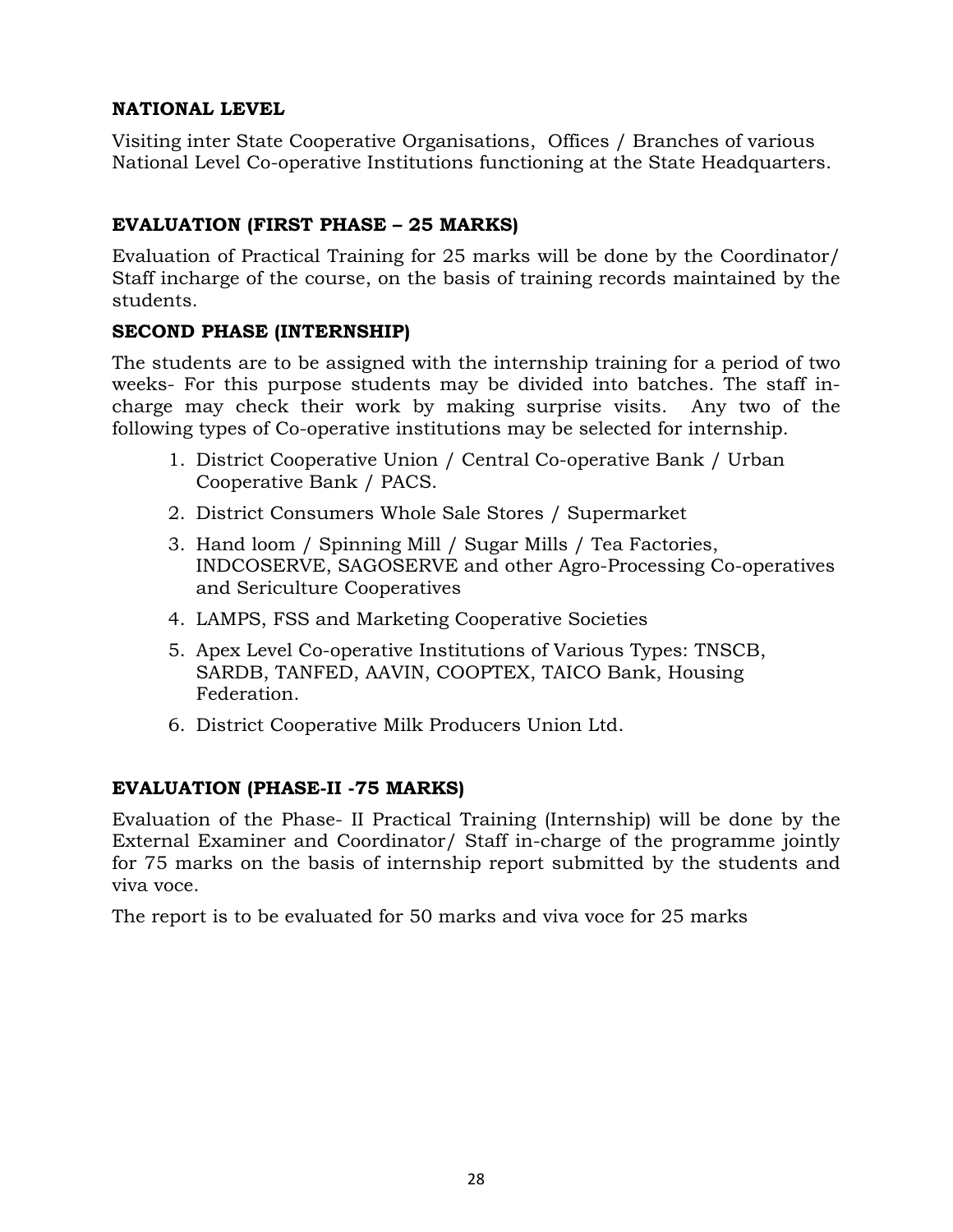**NATIONAL LEVEL**

Visiting inter State Cooperative Organisations, Offices / Branches of various National Level Co-operative Institutions functioning at the State Headquarters.

**EVALUATION (FIRST PHASE – 25 MARKS)**

Evaluation of Practical Training for 25 marks will be done by the Coordinator/ Staff incharge of the course, on the basis of training records maintained by the students.

**SECOND PHASE (INTERNSHIP)**

The students are to be assigned with the internship training for a period of two weeks- For this purpose students may be divided into batches. The staff in-charge may check their work by making surprise visits. Any two of the following types of Co-operative institutions may be selected for internship.

1. District Cooperative Union / Central Co-operative Bank / Urban Cooperative Bank / PACS.
2. District Consumers Whole Sale Stores / Supermarket
3. Hand loom / Spinning Mill / Sugar Mills / Tea Factories, INDCOSERVE, SAGOSERVE and other Agro-Processing Co-operatives and Sericulture Cooperatives
4. LAMPS, FSS and Marketing Cooperative Societies
5. Apex Level Co-operative Institutions of Various Types: TNSCB, SARDB, TANFED, AAVIN, COOPTEX, TAICO Bank, Housing Federation.
6. District Cooperative Milk Producers Union Ltd.

**EVALUATION (PHASE-II -75 MARKS)**

Evaluation of the Phase- II Practical Training (Internship) will be done by the External Examiner and Coordinator/ Staff in-charge of the programme jointly for 75 marks on the basis of internship report submitted by the students and viva voce.

The report is to be evaluated for 50 marks and viva voce for 25 marks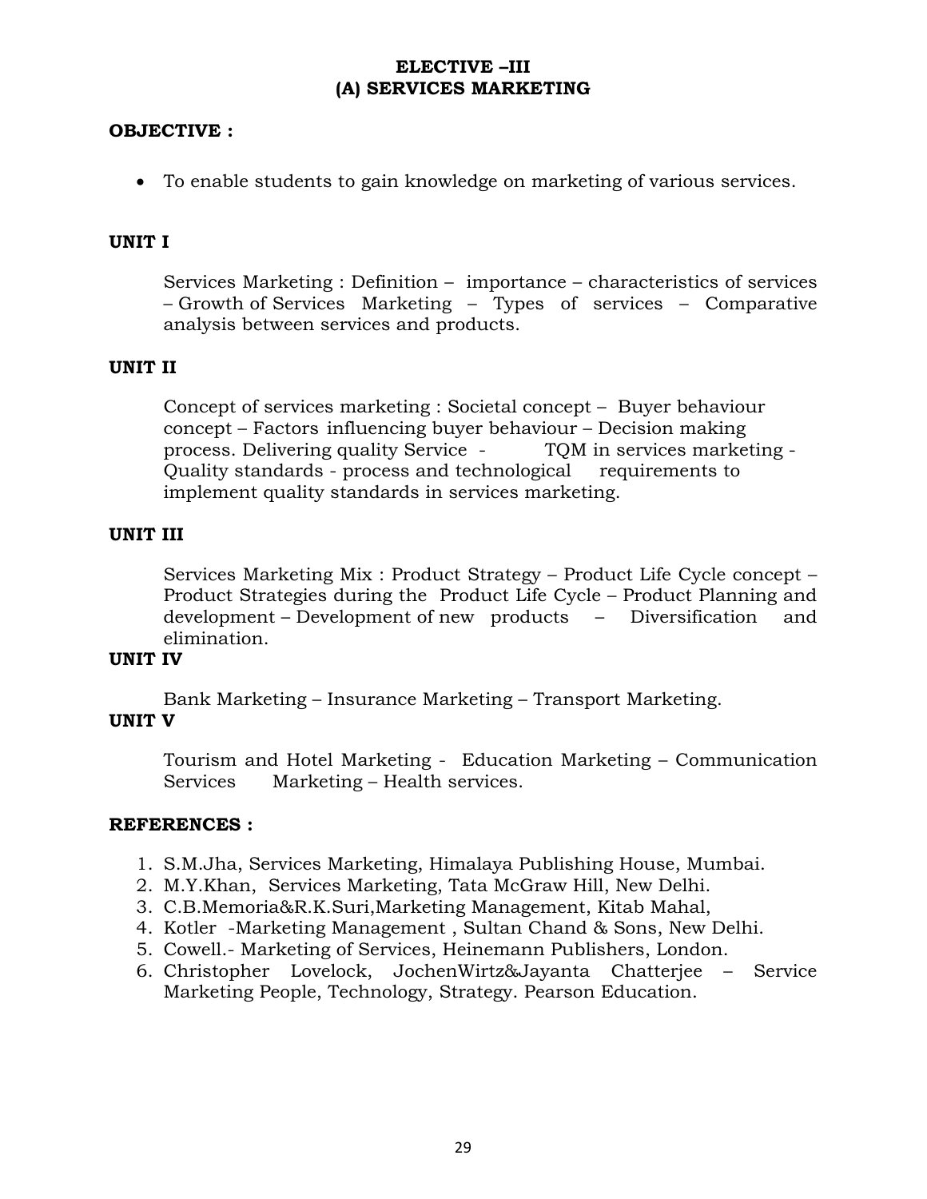# ELECTIVE –III
## (A) SERVICES MARKETING

**OBJECTIVE :**

- To enable students to gain knowledge on marketing of various services.

**UNIT I**

Services Marketing : Definition – importance – characteristics of services – Growth of Services Marketing – Types of services – Comparative analysis between services and products.

**UNIT II**

Concept of services marketing : Societal concept – Buyer behaviour concept – Factors influencing buyer behaviour – Decision making process. Delivering quality Service - TQM in services marketing - Quality standards - process and technological requirements to implement quality standards in services marketing.

**UNIT III**

Services Marketing Mix : Product Strategy – Product Life Cycle concept – Product Strategies during the Product Life Cycle – Product Planning and development – Development of new products – Diversification and elimination.

**UNIT IV**

Bank Marketing – Insurance Marketing – Transport Marketing.

**UNIT V**

Tourism and Hotel Marketing - Education Marketing – Communication Services Marketing – Health services.

**REFERENCES :**

1. S.M.Jha, Services Marketing, Himalaya Publishing House, Mumbai.
2. M.Y.Khan, Services Marketing, Tata McGraw Hill, New Delhi.
3. C.B.Memoria&R.K.Suri,Marketing Management, Kitab Mahal,
4. Kotler -Marketing Management , Sultan Chand & Sons, New Delhi.
5. Cowell.- Marketing of Services, Heinemann Publishers, London.
6. Christopher Lovelock, JochenWirtz&Jayanta Chatterjee – Service Marketing People, Technology, Strategy. Pearson Education.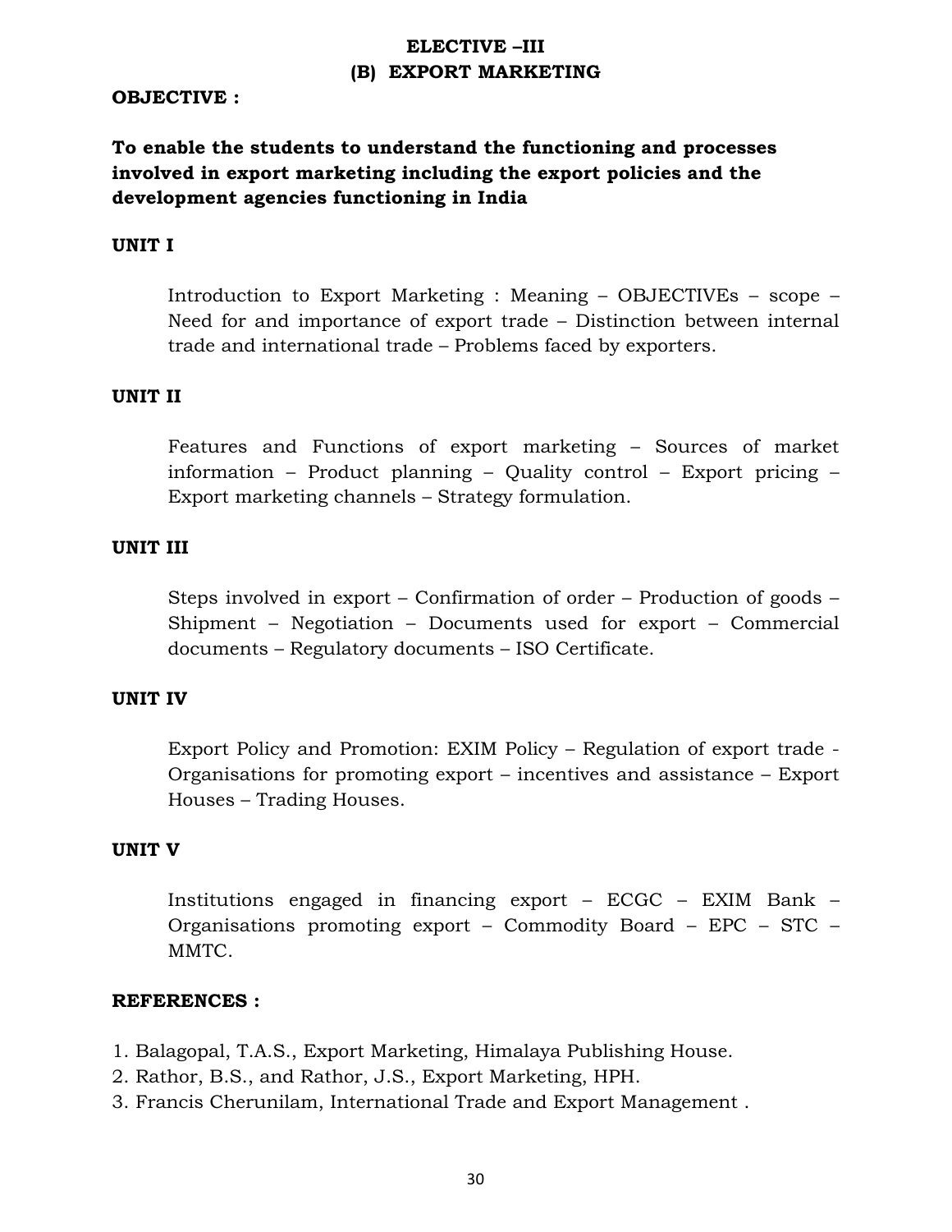## ELECTIVE –III
## (B) EXPORT MARKETING

**OBJECTIVE :**

**To enable the students to understand the functioning and processes involved in export marketing including the export policies and the development agencies functioning in India**

**UNIT I**

Introduction to Export Marketing : Meaning – OBJECTIVEs – scope – Need for and importance of export trade – Distinction between internal trade and international trade – Problems faced by exporters.

**UNIT II**

Features and Functions of export marketing – Sources of market information – Product planning – Quality control – Export pricing – Export marketing channels – Strategy formulation.

**UNIT III**

Steps involved in export – Confirmation of order – Production of goods – Shipment – Negotiation – Documents used for export – Commercial documents – Regulatory documents – ISO Certificate.

**UNIT IV**

Export Policy and Promotion: EXIM Policy – Regulation of export trade - Organisations for promoting export – incentives and assistance – Export Houses – Trading Houses.

**UNIT V**

Institutions engaged in financing export – ECGC – EXIM Bank – Organisations promoting export – Commodity Board – EPC – STC – MMTC.

**REFERENCES :**

1. Balagopal, T.A.S., Export Marketing, Himalaya Publishing House.
2. Rathor, B.S., and Rathor, J.S., Export Marketing, HPH.
3. Francis Cherunilam, International Trade and Export Management .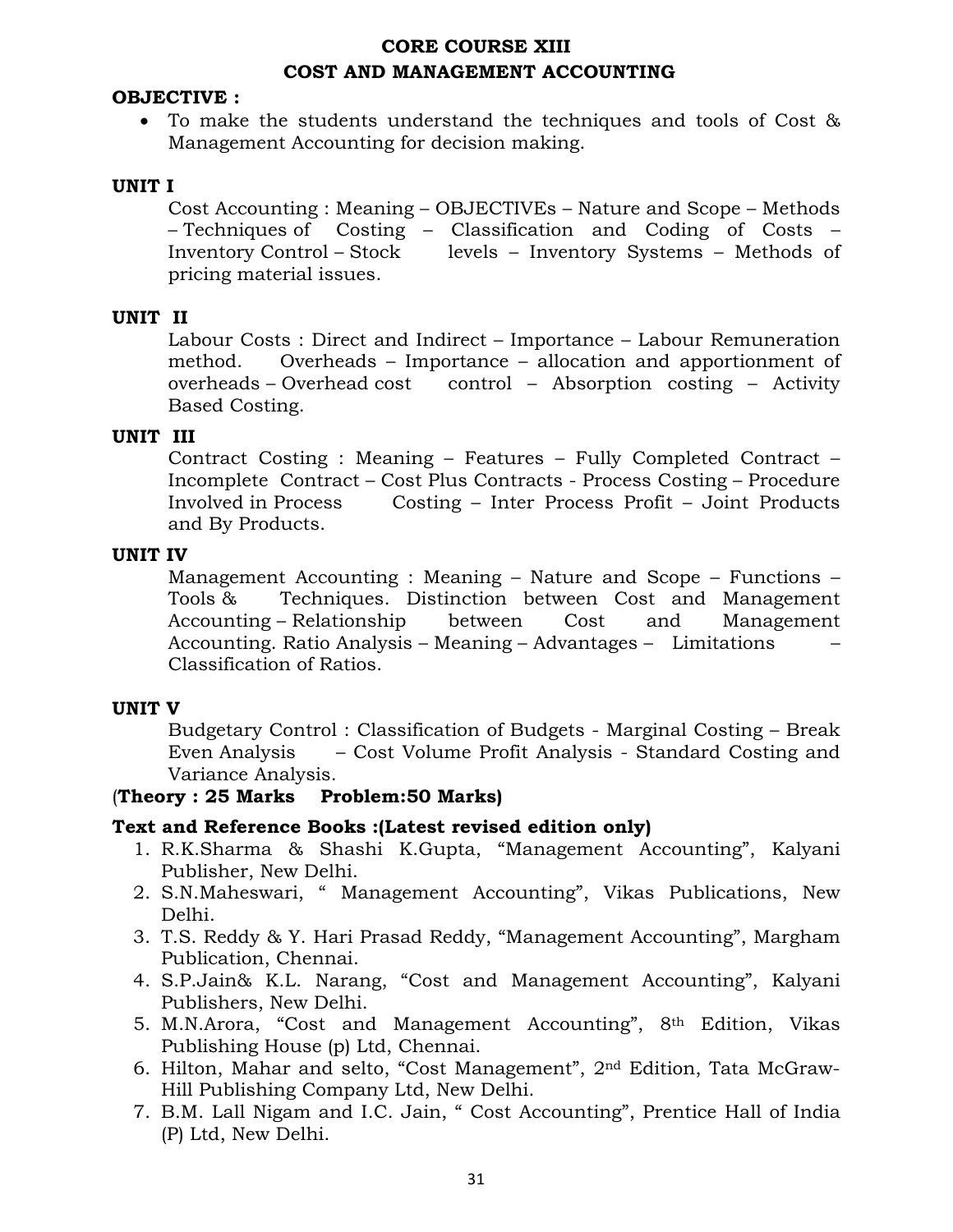## CORE COURSE XIII
## COST AND MANAGEMENT ACCOUNTING

**OBJECTIVE :**

- To make the students understand the techniques and tools of Cost & Management Accounting for decision making.

**UNIT I**

Cost Accounting : Meaning – OBJECTIVEs – Nature and Scope – Methods – Techniques of Costing – Classification and Coding of Costs – Inventory Control – Stock levels – Inventory Systems – Methods of pricing material issues.

**UNIT II**

Labour Costs : Direct and Indirect – Importance – Labour Remuneration method. Overheads – Importance – allocation and apportionment of overheads – Overhead cost control – Absorption costing – Activity Based Costing.

**UNIT III**

Contract Costing : Meaning – Features – Fully Completed Contract – Incomplete Contract – Cost Plus Contracts - Process Costing – Procedure Involved in Process Costing – Inter Process Profit – Joint Products and By Products.

**UNIT IV**

Management Accounting : Meaning – Nature and Scope – Functions – Tools & Techniques. Distinction between Cost and Management Accounting – Relationship between Cost and Management Accounting. Ratio Analysis – Meaning – Advantages – Limitations – Classification of Ratios.

**UNIT V**

Budgetary Control : Classification of Budgets - Marginal Costing – Break Even Analysis – Cost Volume Profit Analysis - Standard Costing and Variance Analysis.

(**Theory : 25 Marks Problem:50 Marks)**

**Text and Reference Books :(Latest revised edition only)**

1. R.K.Sharma & Shashi K.Gupta, "Management Accounting", Kalyani Publisher, New Delhi.
2. S.N.Maheswari, " Management Accounting", Vikas Publications, New Delhi.
3. T.S. Reddy & Y. Hari Prasad Reddy, "Management Accounting", Margham Publication, Chennai.
4. S.P.Jain& K.L. Narang, "Cost and Management Accounting", Kalyani Publishers, New Delhi.
5. M.N.Arora, "Cost and Management Accounting", 8th Edition, Vikas Publishing House (p) Ltd, Chennai.
6. Hilton, Mahar and selto, "Cost Management", 2nd Edition, Tata McGraw-Hill Publishing Company Ltd, New Delhi.
7. B.M. Lall Nigam and I.C. Jain, " Cost Accounting", Prentice Hall of India (P) Ltd, New Delhi.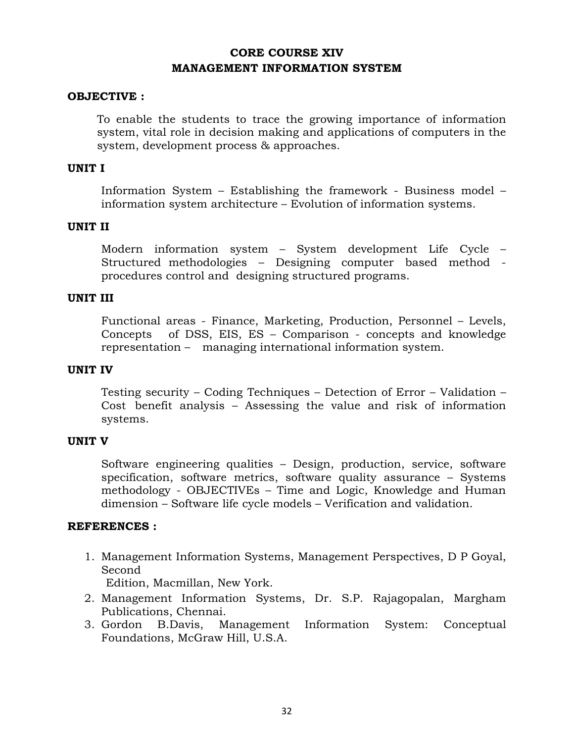## CORE COURSE XIV
## MANAGEMENT INFORMATION SYSTEM

**OBJECTIVE :**

To enable the students to trace the growing importance of information system, vital role in decision making and applications of computers in the system, development process & approaches.

**UNIT I**

Information System – Establishing the framework - Business model – information system architecture – Evolution of information systems.

**UNIT II**

Modern information system – System development Life Cycle – Structured methodologies – Designing computer based method - procedures control and designing structured programs.

**UNIT III**

Functional areas - Finance, Marketing, Production, Personnel – Levels, Concepts of DSS, EIS, ES – Comparison - concepts and knowledge representation – managing international information system.

**UNIT IV**

Testing security – Coding Techniques – Detection of Error – Validation – Cost benefit analysis – Assessing the value and risk of information systems.

**UNIT V**

Software engineering qualities – Design, production, service, software specification, software metrics, software quality assurance – Systems methodology - OBJECTIVEs – Time and Logic, Knowledge and Human dimension – Software life cycle models – Verification and validation.

**REFERENCES :**

1. Management Information Systems, Management Perspectives, D P Goyal, Second
   Edition, Macmillan, New York.
2. Management Information Systems, Dr. S.P. Rajagopalan, Margham Publications, Chennai.
3. Gordon B.Davis, Management Information System: Conceptual Foundations, McGraw Hill, U.S.A.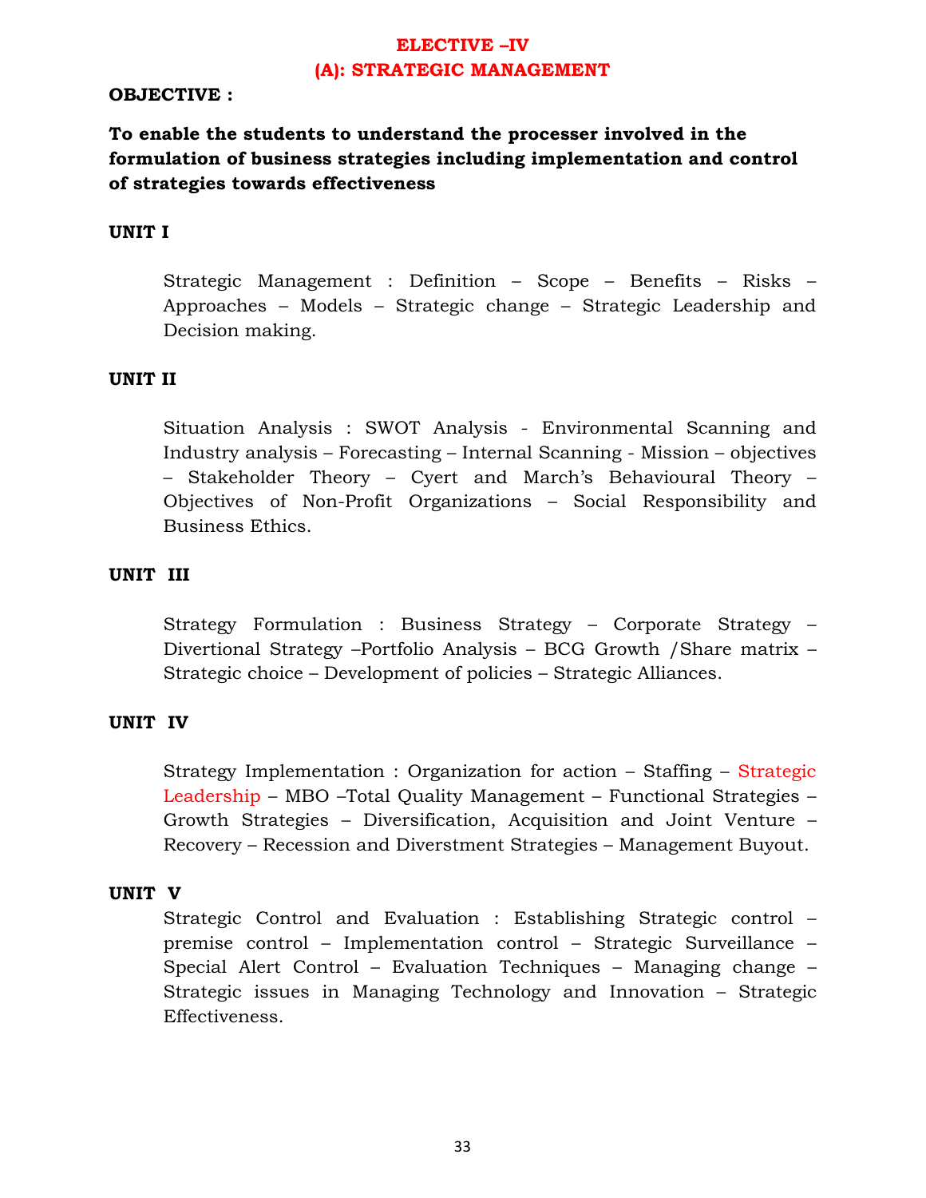# ELECTIVE –IV

## (A): STRATEGIC MANAGEMENT

**OBJECTIVE :**

**To enable the students to understand the processer involved in the formulation of business strategies including implementation and control of strategies towards effectiveness**

**UNIT I**

Strategic Management : Definition – Scope – Benefits – Risks – Approaches – Models – Strategic change – Strategic Leadership and Decision making.

**UNIT II**

Situation Analysis : SWOT Analysis - Environmental Scanning and Industry analysis – Forecasting – Internal Scanning - Mission – objectives – Stakeholder Theory – Cyert and March's Behavioural Theory – Objectives of Non-Profit Organizations – Social Responsibility and Business Ethics.

**UNIT III**

Strategy Formulation : Business Strategy – Corporate Strategy – Divertional Strategy –Portfolio Analysis – BCG Growth /Share matrix – Strategic choice – Development of policies – Strategic Alliances.

**UNIT IV**

Strategy Implementation : Organization for action – Staffing – Strategic Leadership – MBO –Total Quality Management – Functional Strategies – Growth Strategies – Diversification, Acquisition and Joint Venture – Recovery – Recession and Diverstment Strategies – Management Buyout.

**UNIT V**

Strategic Control and Evaluation : Establishing Strategic control – premise control – Implementation control – Strategic Surveillance – Special Alert Control – Evaluation Techniques – Managing change – Strategic issues in Managing Technology and Innovation – Strategic Effectiveness.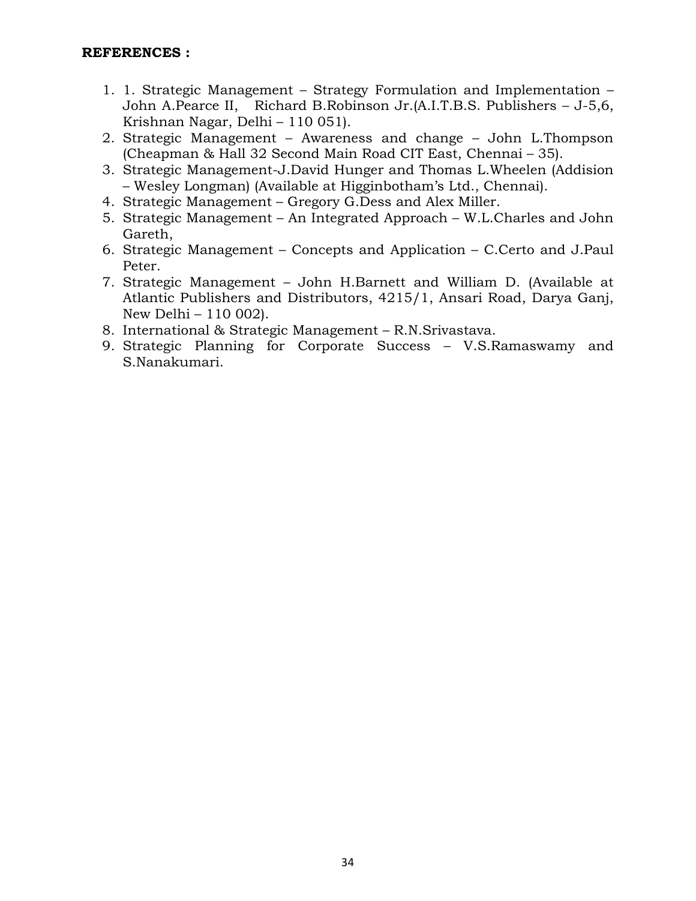**REFERENCES :**

1. 1. Strategic Management – Strategy Formulation and Implementation – John A.Pearce II, Richard B.Robinson Jr.(A.I.T.B.S. Publishers – J-5,6, Krishnan Nagar, Delhi – 110 051).
2. Strategic Management – Awareness and change – John L.Thompson (Cheapman & Hall 32 Second Main Road CIT East, Chennai – 35).
3. Strategic Management-J.David Hunger and Thomas L.Wheelen (Addision – Wesley Longman) (Available at Higginbotham's Ltd., Chennai).
4. Strategic Management – Gregory G.Dess and Alex Miller.
5. Strategic Management – An Integrated Approach – W.L.Charles and John Gareth,
6. Strategic Management – Concepts and Application – C.Certo and J.Paul Peter.
7. Strategic Management – John H.Barnett and William D. (Available at Atlantic Publishers and Distributors, 4215/1, Ansari Road, Darya Ganj, New Delhi – 110 002).
8. International & Strategic Management – R.N.Srivastava.
9. Strategic Planning for Corporate Success – V.S.Ramaswamy and S.Nanakumari.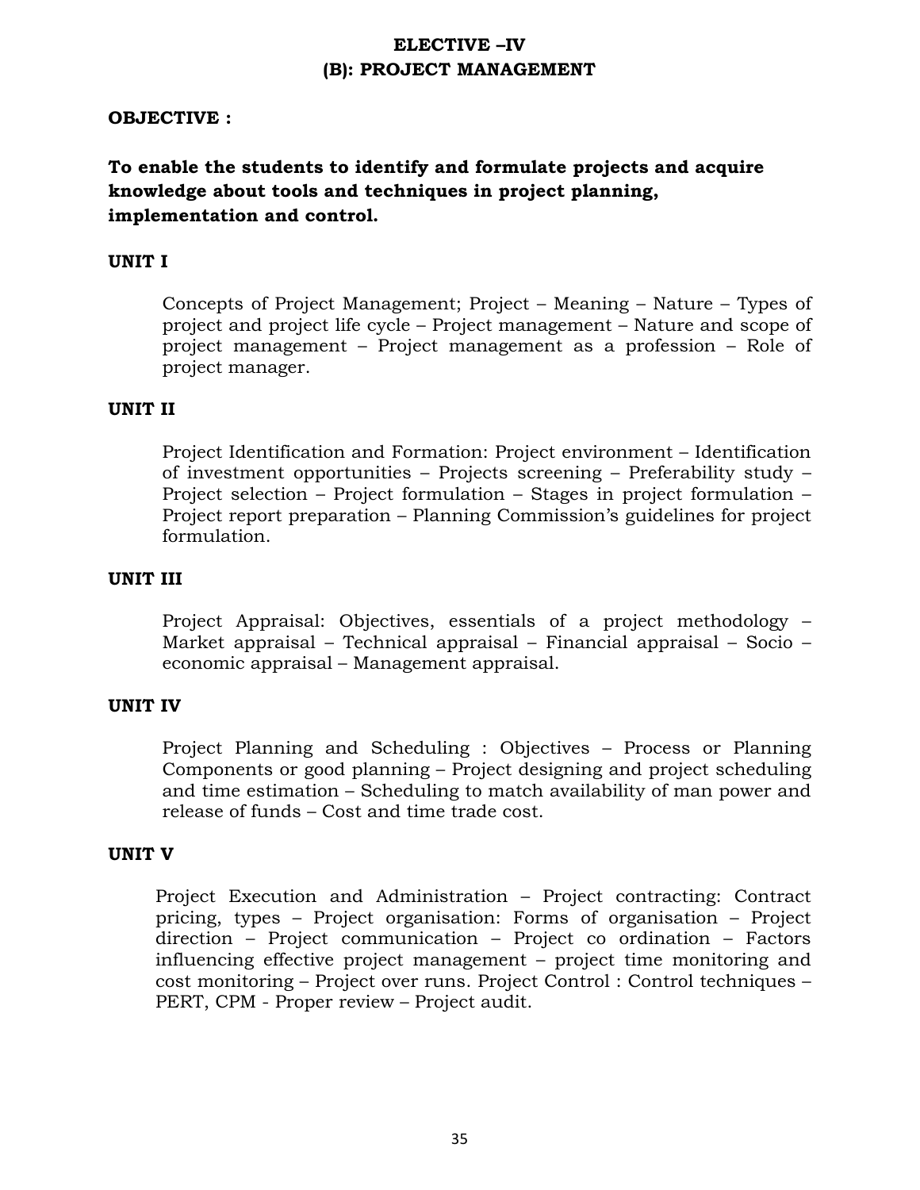# ELECTIVE –IV
## (B): PROJECT MANAGEMENT

**OBJECTIVE :**

**To enable the students to identify and formulate projects and acquire knowledge about tools and techniques in project planning, implementation and control.**

### UNIT I

Concepts of Project Management; Project – Meaning – Nature – Types of project and project life cycle – Project management – Nature and scope of project management – Project management as a profession – Role of project manager.

### UNIT II

Project Identification and Formation: Project environment – Identification of investment opportunities – Projects screening – Preferability study – Project selection – Project formulation – Stages in project formulation – Project report preparation – Planning Commission's guidelines for project formulation.

### UNIT III

Project Appraisal: Objectives, essentials of a project methodology – Market appraisal – Technical appraisal – Financial appraisal – Socio – economic appraisal – Management appraisal.

### UNIT IV

Project Planning and Scheduling : Objectives – Process or Planning Components or good planning – Project designing and project scheduling and time estimation – Scheduling to match availability of man power and release of funds – Cost and time trade cost.

### UNIT V

Project Execution and Administration – Project contracting: Contract pricing, types – Project organisation: Forms of organisation – Project direction – Project communication – Project co ordination – Factors influencing effective project management – project time monitoring and cost monitoring – Project over runs. Project Control : Control techniques – PERT, CPM - Proper review – Project audit.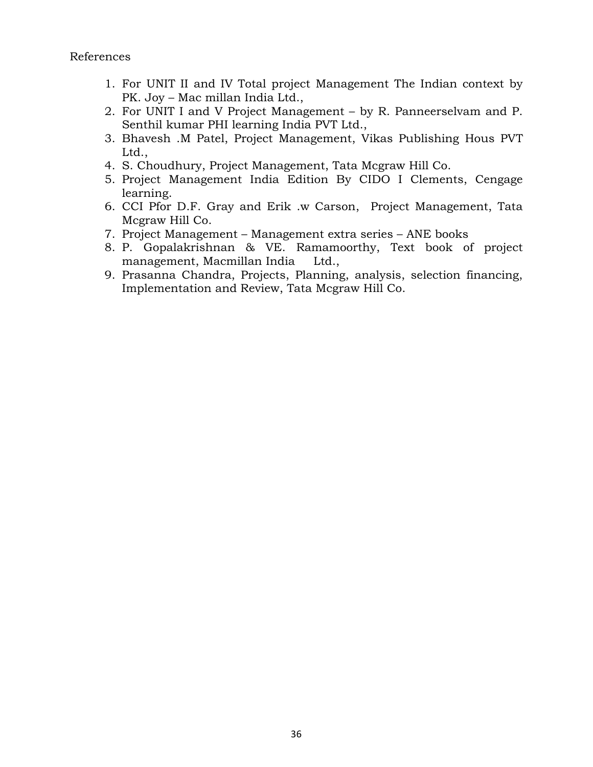References

1. For UNIT II and IV Total project Management The Indian context by PK. Joy – Mac millan India Ltd.,
2. For UNIT I and V Project Management – by R. Panneerselvam and P. Senthil kumar PHI learning India PVT Ltd.,
3. Bhavesh .M Patel, Project Management, Vikas Publishing Hous PVT Ltd.,
4. S. Choudhury, Project Management, Tata Mcgraw Hill Co.
5. Project Management India Edition By CIDO I Clements, Cengage learning.
6. CCI Pfor D.F. Gray and Erik .w Carson, Project Management, Tata Mcgraw Hill Co.
7. Project Management – Management extra series – ANE books
8. P. Gopalakrishnan & VE. Ramamoorthy, Text book of project management, Macmillan India Ltd.,
9. Prasanna Chandra, Projects, Planning, analysis, selection financing, Implementation and Review, Tata Mcgraw Hill Co.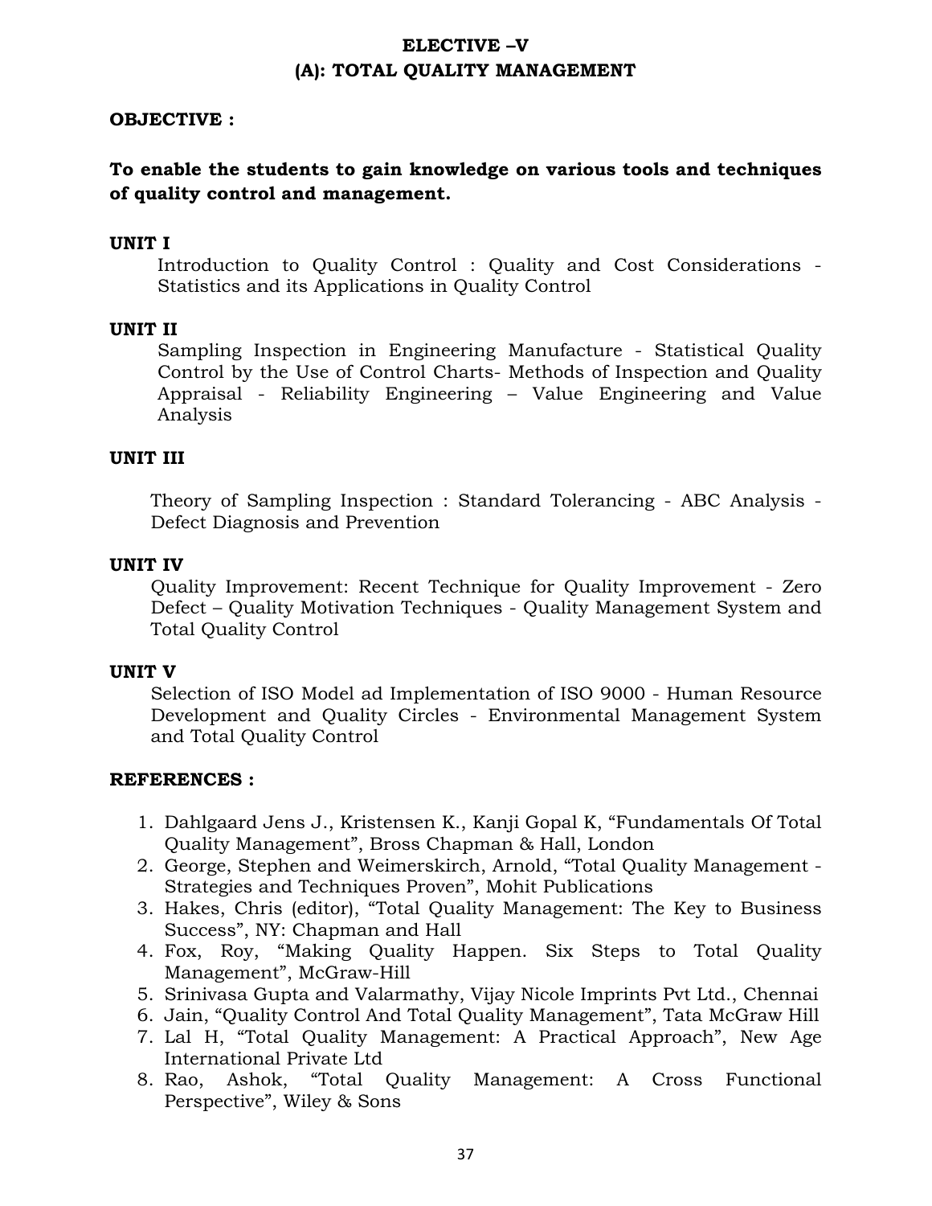# ELECTIVE –V
## (A): TOTAL QUALITY MANAGEMENT

**OBJECTIVE :**

**To enable the students to gain knowledge on various tools and techniques of quality control and management.**

**UNIT I**

Introduction to Quality Control : Quality and Cost Considerations - Statistics and its Applications in Quality Control

**UNIT II**

Sampling Inspection in Engineering Manufacture - Statistical Quality Control by the Use of Control Charts- Methods of Inspection and Quality Appraisal - Reliability Engineering – Value Engineering and Value Analysis

**UNIT III**

Theory of Sampling Inspection : Standard Tolerancing - ABC Analysis - Defect Diagnosis and Prevention

**UNIT IV**

Quality Improvement: Recent Technique for Quality Improvement - Zero Defect – Quality Motivation Techniques - Quality Management System and Total Quality Control

**UNIT V**

Selection of ISO Model ad Implementation of ISO 9000 - Human Resource Development and Quality Circles - Environmental Management System and Total Quality Control

**REFERENCES :**

1. Dahlgaard Jens J., Kristensen K., Kanji Gopal K, "Fundamentals Of Total Quality Management", Bross Chapman & Hall, London
2. George, Stephen and Weimerskirch, Arnold, "Total Quality Management - Strategies and Techniques Proven", Mohit Publications
3. Hakes, Chris (editor), "Total Quality Management: The Key to Business Success", NY: Chapman and Hall
4. Fox, Roy, "Making Quality Happen. Six Steps to Total Quality Management", McGraw-Hill
5. Srinivasa Gupta and Valarmathy, Vijay Nicole Imprints Pvt Ltd., Chennai
6. Jain, "Quality Control And Total Quality Management", Tata McGraw Hill
7. Lal H, "Total Quality Management: A Practical Approach", New Age International Private Ltd
8. Rao, Ashok, "Total Quality Management: A Cross Functional Perspective", Wiley & Sons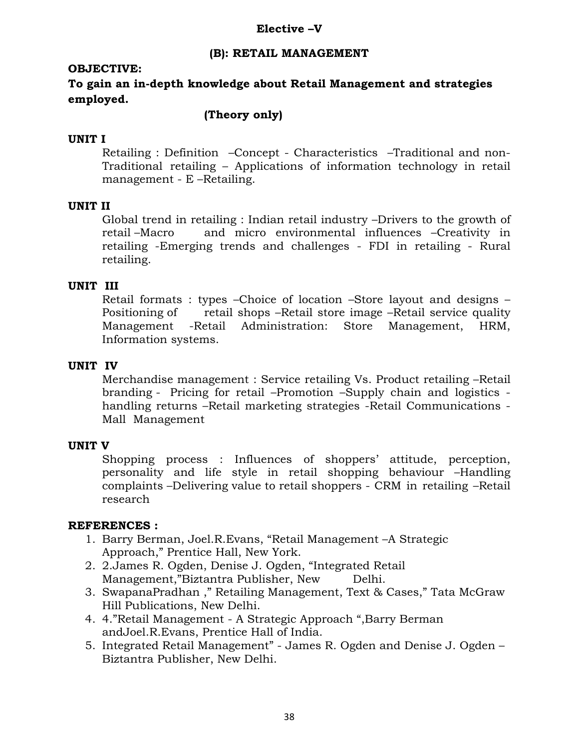**Elective –V**

## (B): RETAIL MANAGEMENT

**OBJECTIVE:**

**To gain an in-depth knowledge about Retail Management and strategies employed.**

**(Theory only)**

### UNIT I

Retailing : Definition –Concept - Characteristics –Traditional and non-Traditional retailing – Applications of information technology in retail management - E –Retailing.

### UNIT II

Global trend in retailing : Indian retail industry –Drivers to the growth of retail –Macro and micro environmental influences –Creativity in retailing -Emerging trends and challenges - FDI in retailing - Rural retailing.

### UNIT III

Retail formats : types –Choice of location –Store layout and designs –Positioning of retail shops –Retail store image –Retail service quality Management -Retail Administration: Store Management, HRM, Information systems.

### UNIT IV

Merchandise management : Service retailing Vs. Product retailing –Retail branding - Pricing for retail –Promotion –Supply chain and logistics - handling returns –Retail marketing strategies -Retail Communications - Mall Management

### UNIT V

Shopping process : Influences of shoppers' attitude, perception, personality and life style in retail shopping behaviour –Handling complaints –Delivering value to retail shoppers - CRM in retailing –Retail research

**REFERENCES :**

1. Barry Berman, Joel.R.Evans, "Retail Management –A Strategic Approach," Prentice Hall, New York.
2. 2.James R. Ogden, Denise J. Ogden, "Integrated Retail Management,"Biztantra Publisher, New Delhi.
3. SwapanaPradhan ," Retailing Management, Text & Cases," Tata McGraw Hill Publications, New Delhi.
4. 4."Retail Management - A Strategic Approach ",Barry Berman andJoel.R.Evans, Prentice Hall of India.
5. Integrated Retail Management" - James R. Ogden and Denise J. Ogden – Biztantra Publisher, New Delhi.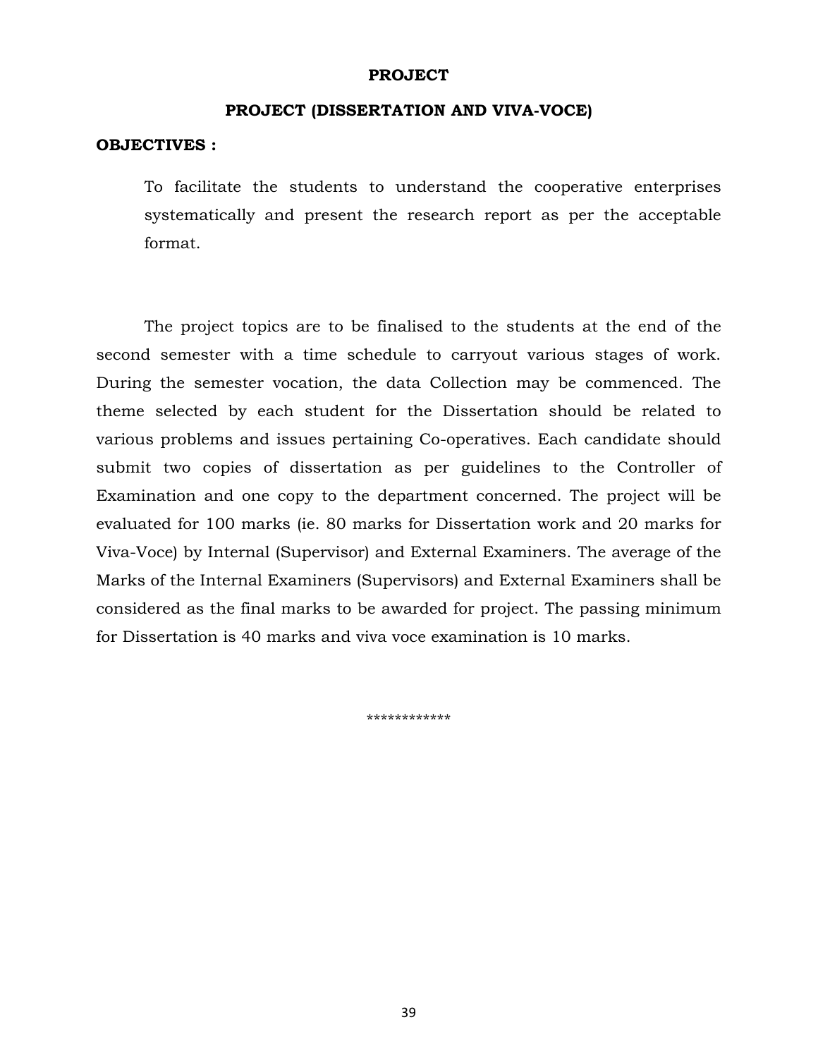# PROJECT

## PROJECT (DISSERTATION AND VIVA-VOCE)

**OBJECTIVES :**

To facilitate the students to understand the cooperative enterprises systematically and present the research report as per the acceptable format.

The project topics are to be finalised to the students at the end of the second semester with a time schedule to carryout various stages of work. During the semester vocation, the data Collection may be commenced. The theme selected by each student for the Dissertation should be related to various problems and issues pertaining Co-operatives. Each candidate should submit two copies of dissertation as per guidelines to the Controller of Examination and one copy to the department concerned. The project will be evaluated for 100 marks (ie. 80 marks for Dissertation work and 20 marks for Viva-Voce) by Internal (Supervisor) and External Examiners. The average of the Marks of the Internal Examiners (Supervisors) and External Examiners shall be considered as the final marks to be awarded for project. The passing minimum for Dissertation is 40 marks and viva voce examination is 10 marks.

************